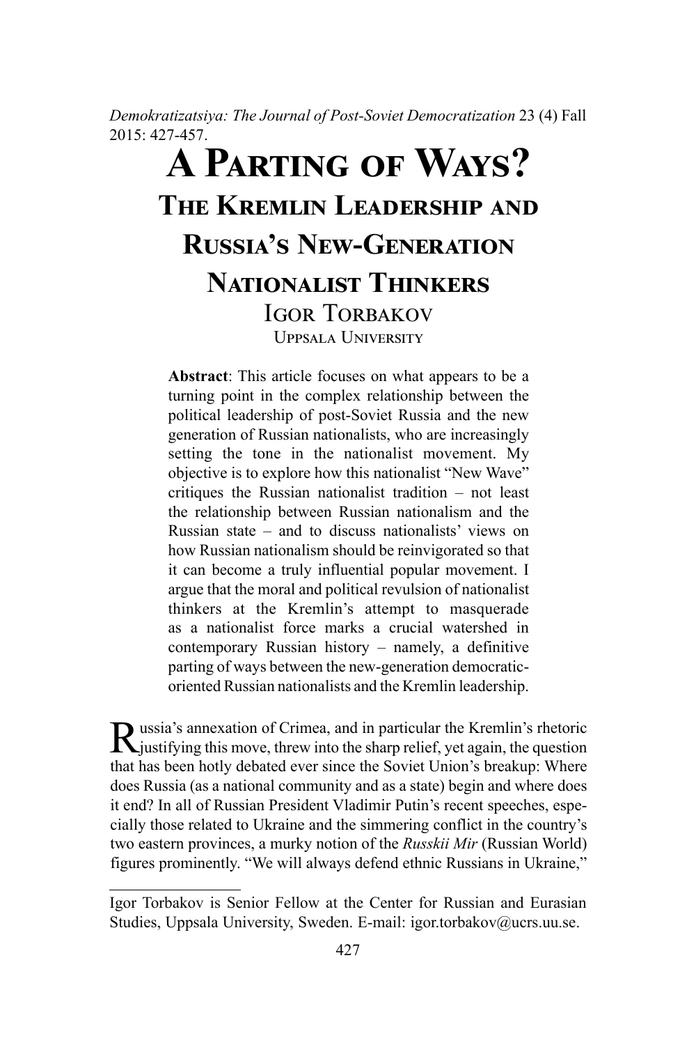*Demokratizatsiya: The Journal of Post-Soviet Democratization* 23 (4) Fall 2015: 427-457.

# A Parting of Ways? The Kremlin Leadership and Russia's New-Generation Nationalist Thinkers

Igor Torbakov
Uppsala University

**Abstract**: This article focuses on what appears to be a turning point in the complex relationship between the political leadership of post-Soviet Russia and the new generation of Russian nationalists, who are increasingly setting the tone in the nationalist movement. My objective is to explore how this nationalist "New Wave" critiques the Russian nationalist tradition – not least the relationship between Russian nationalism and the Russian state – and to discuss nationalists' views on how Russian nationalism should be reinvigorated so that it can become a truly influential popular movement. I argue that the moral and political revulsion of nationalist thinkers at the Kremlin's attempt to masquerade as a nationalist force marks a crucial watershed in contemporary Russian history – namely, a definitive parting of ways between the new-generation democratic-oriented Russian nationalists and the Kremlin leadership.

Russia's annexation of Crimea, and in particular the Kremlin's rhetoric justifying this move, threw into the sharp relief, yet again, the question that has been hotly debated ever since the Soviet Union's breakup: Where does Russia (as a national community and as a state) begin and where does it end? In all of Russian President Vladimir Putin's recent speeches, especially those related to Ukraine and the simmering conflict in the country's two eastern provinces, a murky notion of the *Russkii Mir* (Russian World) figures prominently. "We will always defend ethnic Russians in Ukraine,"

---

Igor Torbakov is Senior Fellow at the Center for Russian and Eurasian Studies, Uppsala University, Sweden. E-mail: igor.torbakov@ucrs.uu.se.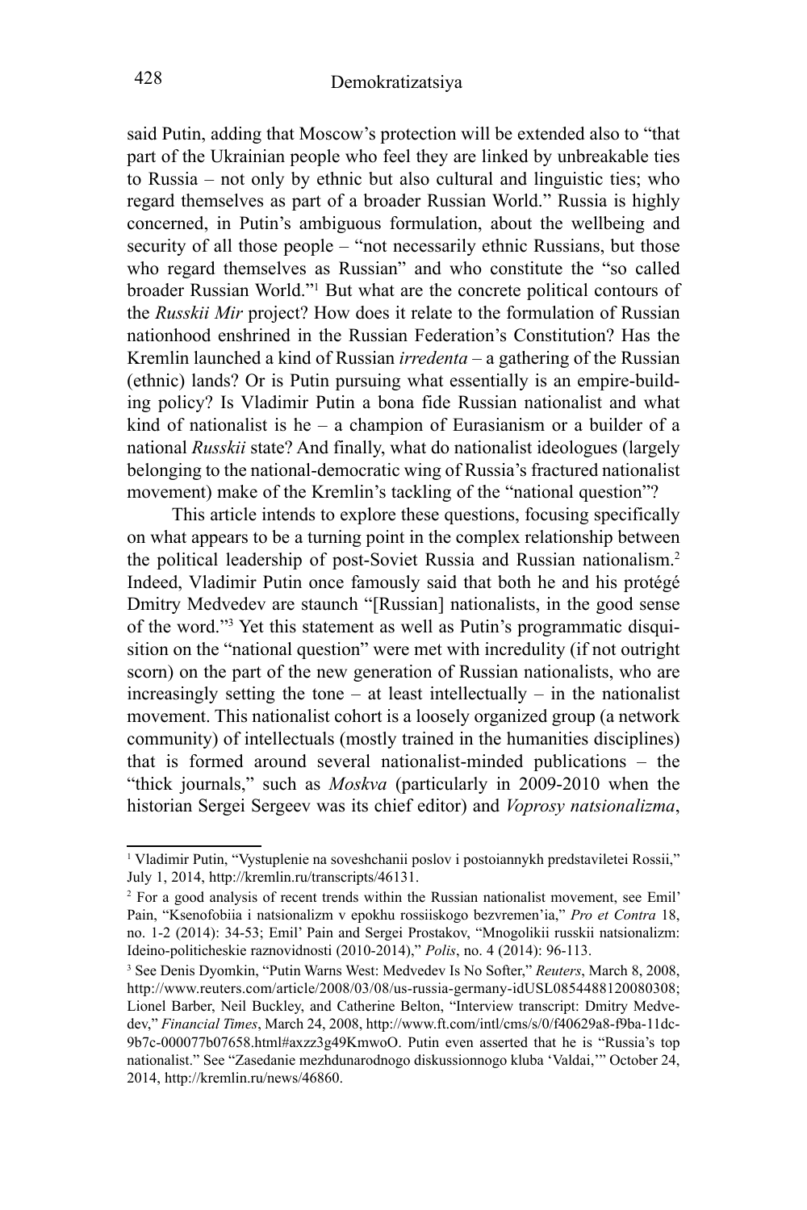said Putin, adding that Moscow's protection will be extended also to "that part of the Ukrainian people who feel they are linked by unbreakable ties to Russia – not only by ethnic but also cultural and linguistic ties; who regard themselves as part of a broader Russian World." Russia is highly concerned, in Putin's ambiguous formulation, about the wellbeing and security of all those people – "not necessarily ethnic Russians, but those who regard themselves as Russian" and who constitute the "so called broader Russian World."[1] But what are the concrete political contours of the *Russkii Mir* project? How does it relate to the formulation of Russian nationhood enshrined in the Russian Federation's Constitution? Has the Kremlin launched a kind of Russian *irredenta* – a gathering of the Russian (ethnic) lands? Or is Putin pursuing what essentially is an empire-building policy? Is Vladimir Putin a bona fide Russian nationalist and what kind of nationalist is he – a champion of Eurasianism or a builder of a national *Russkii* state? And finally, what do nationalist ideologues (largely belonging to the national-democratic wing of Russia's fractured nationalist movement) make of the Kremlin's tackling of the "national question"?

This article intends to explore these questions, focusing specifically on what appears to be a turning point in the complex relationship between the political leadership of post-Soviet Russia and Russian nationalism.[2] Indeed, Vladimir Putin once famously said that both he and his protégé Dmitry Medvedev are staunch "[Russian] nationalists, in the good sense of the word."[3] Yet this statement as well as Putin's programmatic disquisition on the "national question" were met with incredulity (if not outright scorn) on the part of the new generation of Russian nationalists, who are increasingly setting the tone – at least intellectually – in the nationalist movement. This nationalist cohort is a loosely organized group (a network community) of intellectuals (mostly trained in the humanities disciplines) that is formed around several nationalist-minded publications – the "thick journals," such as *Moskva* (particularly in 2009-2010 when the historian Sergei Sergeev was its chief editor) and *Voprosy natsionalizma*,

---

[1] Vladimir Putin, "Vystuplenie na soveshchanii poslov i postoiannykh predstaviletei Rossii," July 1, 2014, http://kremlin.ru/transcripts/46131.

[2] For a good analysis of recent trends within the Russian nationalist movement, see Emil' Pain, "Ksenofobiia i natsionalizm v epokhu rossiiskogo bezvremen'ia," *Pro et Contra* 18, no. 1-2 (2014): 34-53; Emil' Pain and Sergei Prostakov, "Mnogolikii russkii natsionalizm: Ideino-politicheskie raznovidnosti (2010-2014)," *Polis*, no. 4 (2014): 96-113.

[3] See Denis Dyomkin, "Putin Warns West: Medvedev Is No Softer," *Reuters*, March 8, 2008, http://www.reuters.com/article/2008/03/08/us-russia-germany-idUSL0854488120080308; Lionel Barber, Neil Buckley, and Catherine Belton, "Interview transcript: Dmitry Medvedev," *Financial Times*, March 24, 2008, http://www.ft.com/intl/cms/s/0/f40629a8-f9ba-11dc-9b7c-000077b07658.html#axzz3g49KmwoO. Putin even asserted that he is "Russia's top nationalist." See "Zasedanie mezhdunarodnogo diskussionnogo kluba 'Valdai,'" October 24, 2014, http://kremlin.ru/news/46860.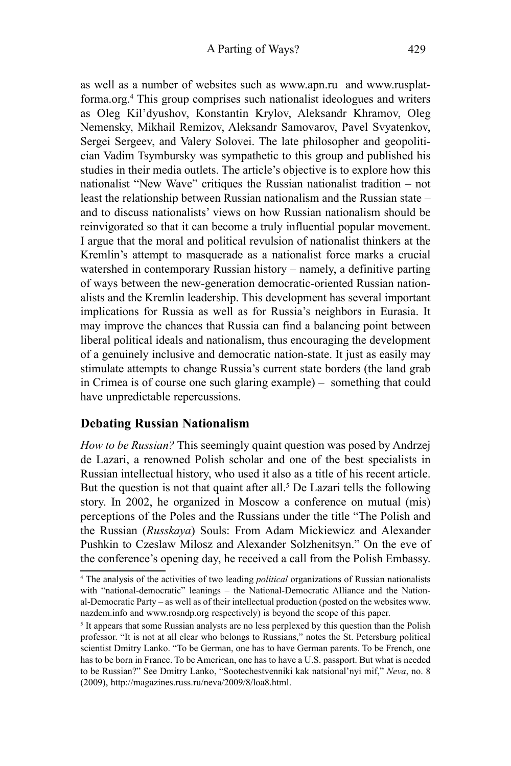as well as a number of websites such as www.apn.ru and www.rusplatforma.org.[4] This group comprises such nationalist ideologues and writers as Oleg Kil'dyushov, Konstantin Krylov, Aleksandr Khramov, Oleg Nemensky, Mikhail Remizov, Aleksandr Samovarov, Pavel Svyatenkov, Sergei Sergeev, and Valery Solovei. The late philosopher and geopolitician Vadim Tsymbursky was sympathetic to this group and published his studies in their media outlets. The article's objective is to explore how this nationalist "New Wave" critiques the Russian nationalist tradition – not least the relationship between Russian nationalism and the Russian state – and to discuss nationalists' views on how Russian nationalism should be reinvigorated so that it can become a truly influential popular movement. I argue that the moral and political revulsion of nationalist thinkers at the Kremlin's attempt to masquerade as a nationalist force marks a crucial watershed in contemporary Russian history – namely, a definitive parting of ways between the new-generation democratic-oriented Russian nationalists and the Kremlin leadership. This development has several important implications for Russia as well as for Russia's neighbors in Eurasia. It may improve the chances that Russia can find a balancing point between liberal political ideals and nationalism, thus encouraging the development of a genuinely inclusive and democratic nation-state. It just as easily may stimulate attempts to change Russia's current state borders (the land grab in Crimea is of course one such glaring example) – something that could have unpredictable repercussions.

## Debating Russian Nationalism

*How to be Russian?* This seemingly quaint question was posed by Andrzej de Lazari, a renowned Polish scholar and one of the best specialists in Russian intellectual history, who used it also as a title of his recent article. But the question is not that quaint after all.[5] De Lazari tells the following story. In 2002, he organized in Moscow a conference on mutual (mis) perceptions of the Poles and the Russians under the title "The Polish and the Russian (*Russkaya*) Souls: From Adam Mickiewicz and Alexander Pushkin to Czeslaw Milosz and Alexander Solzhenitsyn." On the eve of the conference's opening day, he received a call from the Polish Embassy.

---

[4] The analysis of the activities of two leading *political* organizations of Russian nationalists with "national-democratic" leanings – the National-Democratic Alliance and the National-Democratic Party – as well as of their intellectual production (posted on the websites www.nazdem.info and www.rosndp.org respectively) is beyond the scope of this paper.

[5] It appears that some Russian analysts are no less perplexed by this question than the Polish professor. "It is not at all clear who belongs to Russians," notes the St. Petersburg political scientist Dmitry Lanko. "To be German, one has to have German parents. To be French, one has to be born in France. To be American, one has to have a U.S. passport. But what is needed to be Russian?" See Dmitry Lanko, "Sootechestvenniki kak natsional'nyi mif," *Neva*, no. 8 (2009), http://magazines.russ.ru/neva/2009/8/loa8.html.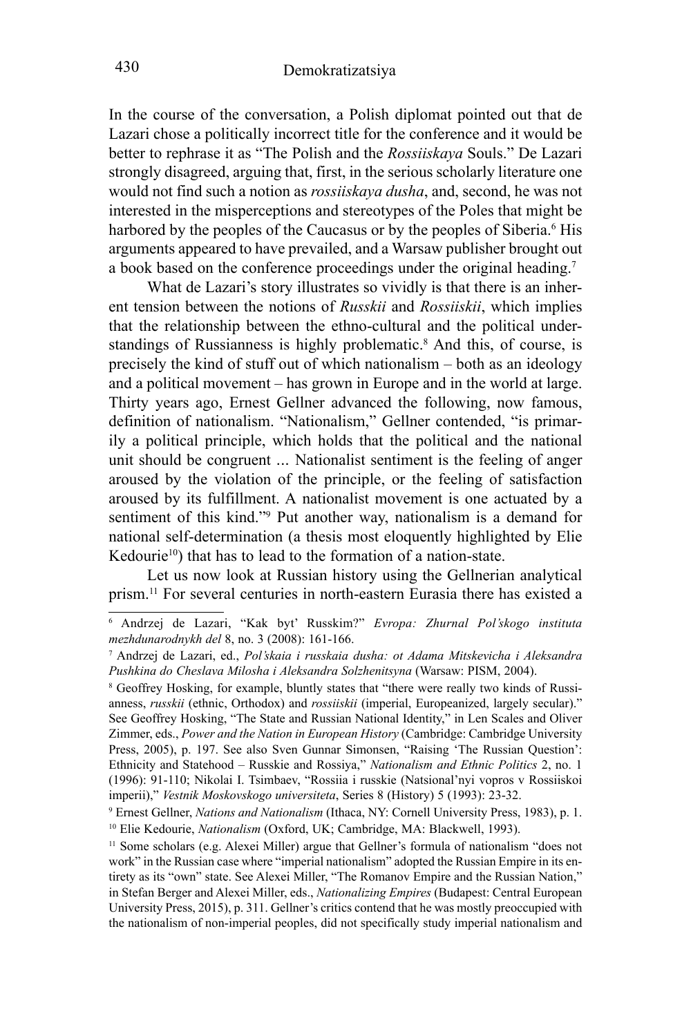In the course of the conversation, a Polish diplomat pointed out that de Lazari chose a politically incorrect title for the conference and it would be better to rephrase it as "The Polish and the *Rossiiskaya* Souls." De Lazari strongly disagreed, arguing that, first, in the serious scholarly literature one would not find such a notion as *rossiiskaya dusha*, and, second, he was not interested in the misperceptions and stereotypes of the Poles that might be harbored by the peoples of the Caucasus or by the peoples of Siberia.[6] His arguments appeared to have prevailed, and a Warsaw publisher brought out a book based on the conference proceedings under the original heading.[7]

What de Lazari's story illustrates so vividly is that there is an inherent tension between the notions of *Russkii* and *Rossiiskii*, which implies that the relationship between the ethno-cultural and the political understandings of Russianness is highly problematic.[8] And this, of course, is precisely the kind of stuff out of which nationalism – both as an ideology and a political movement – has grown in Europe and in the world at large. Thirty years ago, Ernest Gellner advanced the following, now famous, definition of nationalism. "Nationalism," Gellner contended, "is primarily a political principle, which holds that the political and the national unit should be congruent ... Nationalist sentiment is the feeling of anger aroused by the violation of the principle, or the feeling of satisfaction aroused by its fulfillment. A nationalist movement is one actuated by a sentiment of this kind."[9] Put another way, nationalism is a demand for national self-determination (a thesis most eloquently highlighted by Elie Kedourie[10]) that has to lead to the formation of a nation-state.

Let us now look at Russian history using the Gellnerian analytical prism.[11] For several centuries in north-eastern Eurasia there has existed a

---

[6] Andrzej de Lazari, "Kak byt' Russkim?" *Evropa: Zhurnal Pol'skogo instituta mezhdunarodnykh del* 8, no. 3 (2008): 161-166.

[7] Andrzej de Lazari, ed., *Pol'skaia i russkaia dusha: ot Adama Mitskevicha i Aleksandra Pushkina do Cheslava Milosha i Aleksandra Solzhenitsyna* (Warsaw: PISM, 2004).

[8] Geoffrey Hosking, for example, bluntly states that "there were really two kinds of Russianness, *russkii* (ethnic, Orthodox) and *rossiiskii* (imperial, Europeanized, largely secular)." See Geoffrey Hosking, "The State and Russian National Identity," in Len Scales and Oliver Zimmer, eds., *Power and the Nation in European History* (Cambridge: Cambridge University Press, 2005), p. 197. See also Sven Gunnar Simonsen, "Raising 'The Russian Question': Ethnicity and Statehood – Russkie and Rossiya," *Nationalism and Ethnic Politics* 2, no. 1 (1996): 91-110; Nikolai I. Tsimbaev, "Rossiia i russkie (Natsional'nyi vopros v Rossiiskoi imperii)," *Vestnik Moskovskogo universiteta*, Series 8 (History) 5 (1993): 23-32.

[9] Ernest Gellner, *Nations and Nationalism* (Ithaca, NY: Cornell University Press, 1983), p. 1.

[10] Elie Kedourie, *Nationalism* (Oxford, UK; Cambridge, MA: Blackwell, 1993).

[11] Some scholars (e.g. Alexei Miller) argue that Gellner's formula of nationalism "does not work" in the Russian case where "imperial nationalism" adopted the Russian Empire in its entirety as its "own" state. See Alexei Miller, "The Romanov Empire and the Russian Nation," in Stefan Berger and Alexei Miller, eds., *Nationalizing Empires* (Budapest: Central European University Press, 2015), p. 311. Gellner's critics contend that he was mostly preoccupied with the nationalism of non-imperial peoples, did not specifically study imperial nationalism and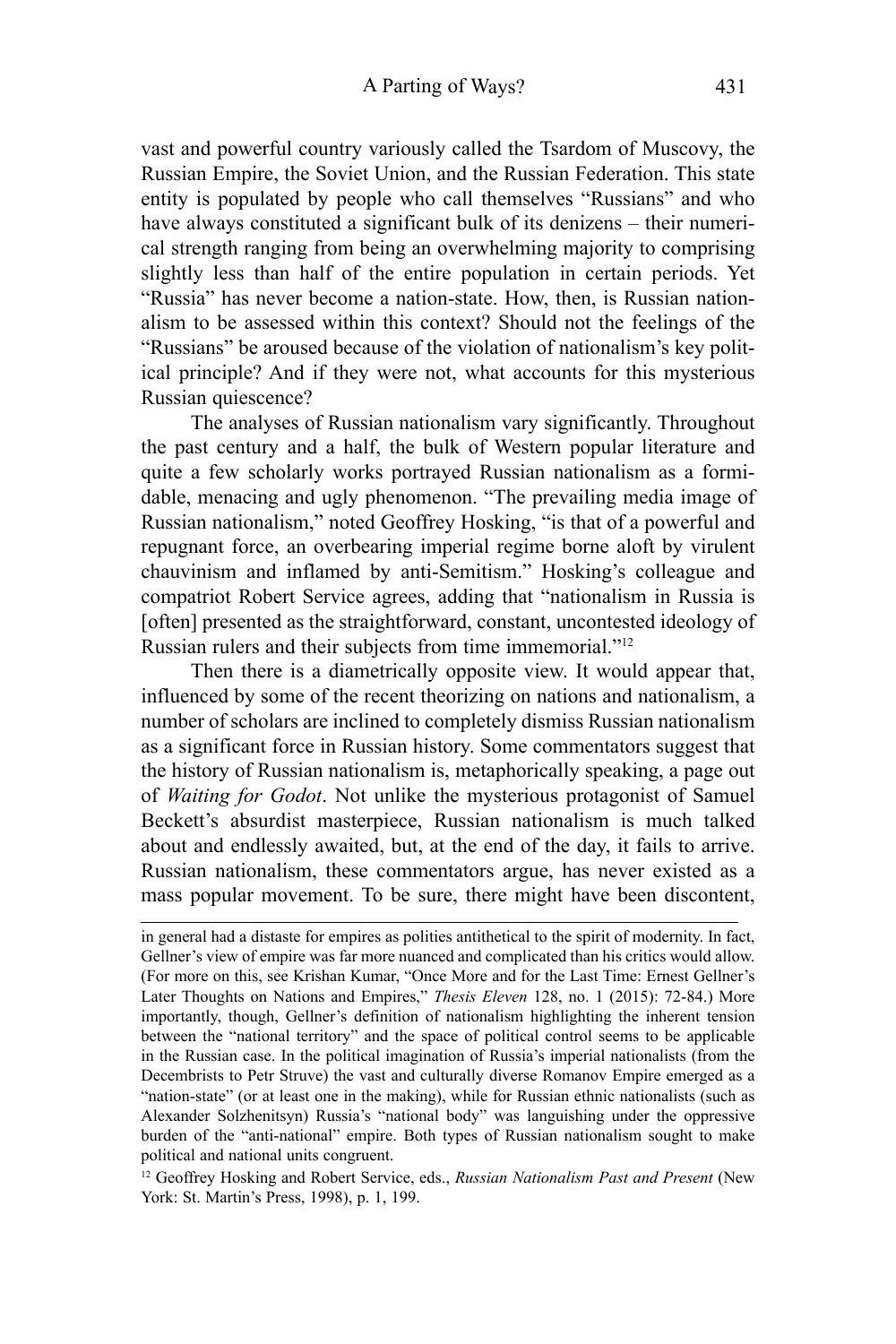vast and powerful country variously called the Tsardom of Muscovy, the Russian Empire, the Soviet Union, and the Russian Federation. This state entity is populated by people who call themselves "Russians" and who have always constituted a significant bulk of its denizens – their numerical strength ranging from being an overwhelming majority to comprising slightly less than half of the entire population in certain periods. Yet "Russia" has never become a nation-state. How, then, is Russian nationalism to be assessed within this context? Should not the feelings of the "Russians" be aroused because of the violation of nationalism's key political principle? And if they were not, what accounts for this mysterious Russian quiescence?

The analyses of Russian nationalism vary significantly. Throughout the past century and a half, the bulk of Western popular literature and quite a few scholarly works portrayed Russian nationalism as a formidable, menacing and ugly phenomenon. "The prevailing media image of Russian nationalism," noted Geoffrey Hosking, "is that of a powerful and repugnant force, an overbearing imperial regime borne aloft by virulent chauvinism and inflamed by anti-Semitism." Hosking's colleague and compatriot Robert Service agrees, adding that "nationalism in Russia is [often] presented as the straightforward, constant, uncontested ideology of Russian rulers and their subjects from time immemorial."[12]

Then there is a diametrically opposite view. It would appear that, influenced by some of the recent theorizing on nations and nationalism, a number of scholars are inclined to completely dismiss Russian nationalism as a significant force in Russian history. Some commentators suggest that the history of Russian nationalism is, metaphorically speaking, a page out of *Waiting for Godot*. Not unlike the mysterious protagonist of Samuel Beckett's absurdist masterpiece, Russian nationalism is much talked about and endlessly awaited, but, at the end of the day, it fails to arrive. Russian nationalism, these commentators argue, has never existed as a mass popular movement. To be sure, there might have been discontent,

---

in general had a distaste for empires as polities antithetical to the spirit of modernity. In fact, Gellner's view of empire was far more nuanced and complicated than his critics would allow. (For more on this, see Krishan Kumar, "Once More and for the Last Time: Ernest Gellner's Later Thoughts on Nations and Empires," *Thesis Eleven* 128, no. 1 (2015): 72-84.) More importantly, though, Gellner's definition of nationalism highlighting the inherent tension between the "national territory" and the space of political control seems to be applicable in the Russian case. In the political imagination of Russia's imperial nationalists (from the Decembrists to Petr Struve) the vast and culturally diverse Romanov Empire emerged as a "nation-state" (or at least one in the making), while for Russian ethnic nationalists (such as Alexander Solzhenitsyn) Russia's "national body" was languishing under the oppressive burden of the "anti-national" empire. Both types of Russian nationalism sought to make political and national units congruent.

[12] Geoffrey Hosking and Robert Service, eds., *Russian Nationalism Past and Present* (New York: St. Martin's Press, 1998), p. 1, 199.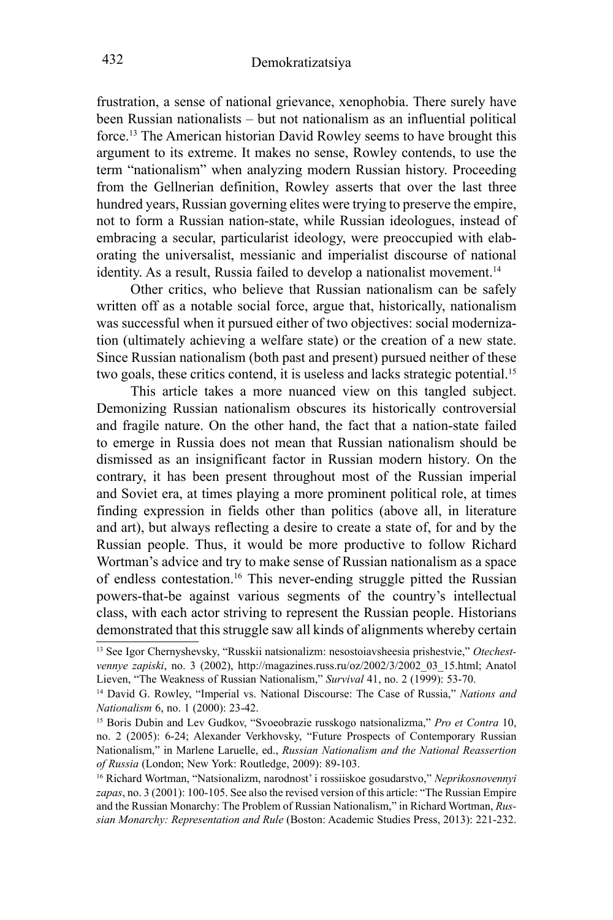frustration, a sense of national grievance, xenophobia. There surely have been Russian nationalists – but not nationalism as an influential political force.[13] The American historian David Rowley seems to have brought this argument to its extreme. It makes no sense, Rowley contends, to use the term "nationalism" when analyzing modern Russian history. Proceeding from the Gellnerian definition, Rowley asserts that over the last three hundred years, Russian governing elites were trying to preserve the empire, not to form a Russian nation-state, while Russian ideologues, instead of embracing a secular, particularist ideology, were preoccupied with elaborating the universalist, messianic and imperialist discourse of national identity. As a result, Russia failed to develop a nationalist movement.[14]

Other critics, who believe that Russian nationalism can be safely written off as a notable social force, argue that, historically, nationalism was successful when it pursued either of two objectives: social modernization (ultimately achieving a welfare state) or the creation of a new state. Since Russian nationalism (both past and present) pursued neither of these two goals, these critics contend, it is useless and lacks strategic potential.[15]

This article takes a more nuanced view on this tangled subject. Demonizing Russian nationalism obscures its historically controversial and fragile nature. On the other hand, the fact that a nation-state failed to emerge in Russia does not mean that Russian nationalism should be dismissed as an insignificant factor in Russian modern history. On the contrary, it has been present throughout most of the Russian imperial and Soviet era, at times playing a more prominent political role, at times finding expression in fields other than politics (above all, in literature and art), but always reflecting a desire to create a state of, for and by the Russian people. Thus, it would be more productive to follow Richard Wortman's advice and try to make sense of Russian nationalism as a space of endless contestation.[16] This never-ending struggle pitted the Russian powers-that-be against various segments of the country's intellectual class, with each actor striving to represent the Russian people. Historians demonstrated that this struggle saw all kinds of alignments whereby certain

---

[13] See Igor Chernyshevsky, "Russkii natsionalizm: nesostoiavsheesia prishestvie," *Otechestvennye zapiski*, no. 3 (2002), http://magazines.russ.ru/oz/2002/3/2002_03_15.html; Anatol Lieven, "The Weakness of Russian Nationalism," *Survival* 41, no. 2 (1999): 53-70.

[14] David G. Rowley, "Imperial vs. National Discourse: The Case of Russia," *Nations and Nationalism* 6, no. 1 (2000): 23-42.

[15] Boris Dubin and Lev Gudkov, "Svoeobrazie russkogo natsionalizma," *Pro et Contra* 10, no. 2 (2005): 6-24; Alexander Verkhovsky, "Future Prospects of Contemporary Russian Nationalism," in Marlene Laruelle, ed., *Russian Nationalism and the National Reassertion of Russia* (London; New York: Routledge, 2009): 89-103.

[16] Richard Wortman, "Natsionalizm, narodnost' i rossiiskoe gosudarstvo," *Neprikosnovennyi zapas*, no. 3 (2001): 100-105. See also the revised version of this article: "The Russian Empire and the Russian Monarchy: The Problem of Russian Nationalism," in Richard Wortman, *Russian Monarchy: Representation and Rule* (Boston: Academic Studies Press, 2013): 221-232.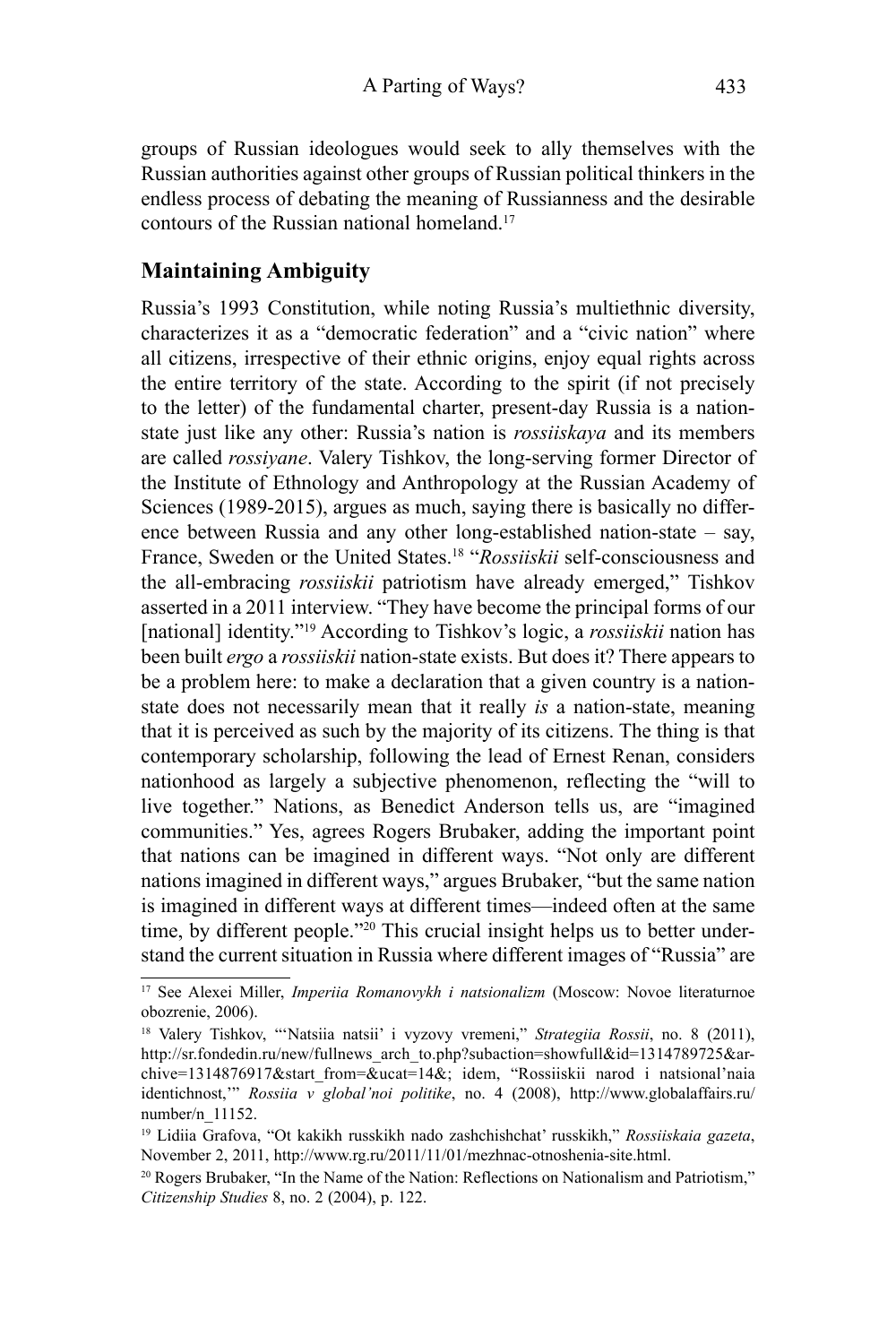groups of Russian ideologues would seek to ally themselves with the Russian authorities against other groups of Russian political thinkers in the endless process of debating the meaning of Russianness and the desirable contours of the Russian national homeland.[17]

## Maintaining Ambiguity

Russia's 1993 Constitution, while noting Russia's multiethnic diversity, characterizes it as a "democratic federation" and a "civic nation" where all citizens, irrespective of their ethnic origins, enjoy equal rights across the entire territory of the state. According to the spirit (if not precisely to the letter) of the fundamental charter, present-day Russia is a nation-state just like any other: Russia's nation is *rossiiskaya* and its members are called *rossiyane*. Valery Tishkov, the long-serving former Director of the Institute of Ethnology and Anthropology at the Russian Academy of Sciences (1989-2015), argues as much, saying there is basically no difference between Russia and any other long-established nation-state – say, France, Sweden or the United States.[18] "*Rossiiskii* self-consciousness and the all-embracing *rossiiskii* patriotism have already emerged," Tishkov asserted in a 2011 interview. "They have become the principal forms of our [national] identity."[19] According to Tishkov's logic, a *rossiiskii* nation has been built *ergo* a *rossiiskii* nation-state exists. But does it? There appears to be a problem here: to make a declaration that a given country is a nation-state does not necessarily mean that it really *is* a nation-state, meaning that it is perceived as such by the majority of its citizens. The thing is that contemporary scholarship, following the lead of Ernest Renan, considers nationhood as largely a subjective phenomenon, reflecting the "will to live together." Nations, as Benedict Anderson tells us, are "imagined communities." Yes, agrees Rogers Brubaker, adding the important point that nations can be imagined in different ways. "Not only are different nations imagined in different ways," argues Brubaker, "but the same nation is imagined in different ways at different times—indeed often at the same time, by different people."[20] This crucial insight helps us to better understand the current situation in Russia where different images of "Russia" are

---

[17] See Alexei Miller, *Imperiia Romanovykh i natsionalizm* (Moscow: Novoe literaturnoe obozrenie, 2006).

[18] Valery Tishkov, "'Natsiia natsii' i vyzovy vremeni," *Strategiia Rossii*, no. 8 (2011), http://sr.fondedin.ru/new/fullnews_arch_to.php?subaction=showfull&id=1314789725&archive=1314876917&start_from=&ucat=14&; idem, "Rossiiskii narod i natsional'naia identichnost,'" *Rossiia v global'noi politike*, no. 4 (2008), http://www.globalaffairs.ru/number/n_11152.

[19] Lidiia Grafova, "Ot kakikh russkikh nado zashchishchat' russkikh," *Rossiiskaia gazeta*, November 2, 2011, http://www.rg.ru/2011/11/01/mezhnac-otnoshenia-site.html.

[20] Rogers Brubaker, "In the Name of the Nation: Reflections on Nationalism and Patriotism," *Citizenship Studies* 8, no. 2 (2004), p. 122.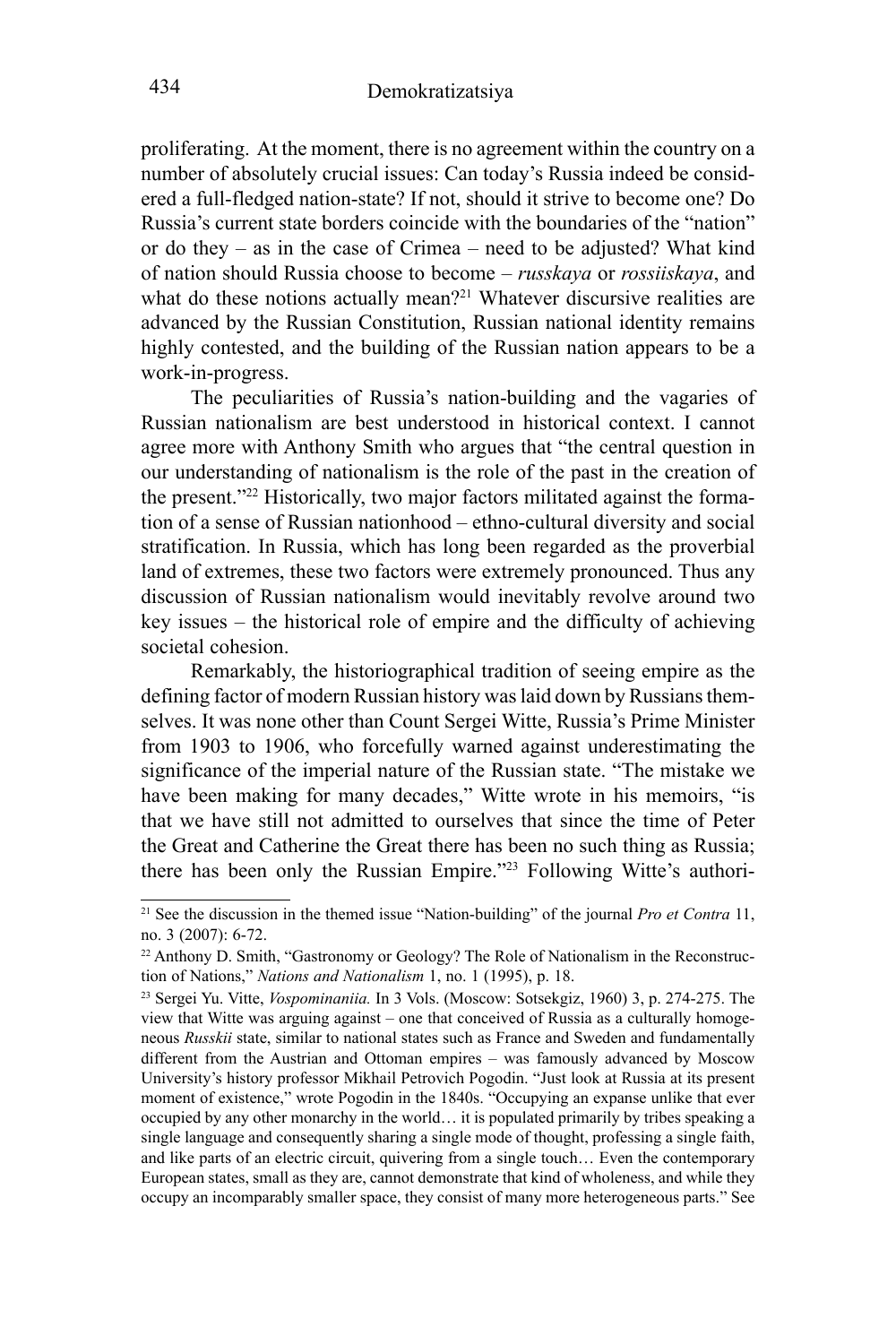proliferating. At the moment, there is no agreement within the country on a number of absolutely crucial issues: Can today's Russia indeed be considered a full-fledged nation-state? If not, should it strive to become one? Do Russia's current state borders coincide with the boundaries of the "nation" or do they – as in the case of Crimea – need to be adjusted? What kind of nation should Russia choose to become – *russkaya* or *rossiiskaya*, and what do these notions actually mean?[21] Whatever discursive realities are advanced by the Russian Constitution, Russian national identity remains highly contested, and the building of the Russian nation appears to be a work-in-progress.

The peculiarities of Russia's nation-building and the vagaries of Russian nationalism are best understood in historical context. I cannot agree more with Anthony Smith who argues that "the central question in our understanding of nationalism is the role of the past in the creation of the present."[22] Historically, two major factors militated against the formation of a sense of Russian nationhood – ethno-cultural diversity and social stratification. In Russia, which has long been regarded as the proverbial land of extremes, these two factors were extremely pronounced. Thus any discussion of Russian nationalism would inevitably revolve around two key issues – the historical role of empire and the difficulty of achieving societal cohesion.

Remarkably, the historiographical tradition of seeing empire as the defining factor of modern Russian history was laid down by Russians themselves. It was none other than Count Sergei Witte, Russia's Prime Minister from 1903 to 1906, who forcefully warned against underestimating the significance of the imperial nature of the Russian state. "The mistake we have been making for many decades," Witte wrote in his memoirs, "is that we have still not admitted to ourselves that since the time of Peter the Great and Catherine the Great there has been no such thing as Russia; there has been only the Russian Empire."[23] Following Witte's authori-

---

[21] See the discussion in the themed issue "Nation-building" of the journal *Pro et Contra* 11, no. 3 (2007): 6-72.

[22] Anthony D. Smith, "Gastronomy or Geology? The Role of Nationalism in the Reconstruction of Nations," *Nations and Nationalism* 1, no. 1 (1995), p. 18.

[23] Sergei Yu. Vitte, *Vospominaniia.* In 3 Vols. (Moscow: Sotsekgiz, 1960) 3, p. 274-275. The view that Witte was arguing against – one that conceived of Russia as a culturally homogeneous *Russkii* state, similar to national states such as France and Sweden and fundamentally different from the Austrian and Ottoman empires – was famously advanced by Moscow University's history professor Mikhail Petrovich Pogodin. "Just look at Russia at its present moment of existence," wrote Pogodin in the 1840s. "Occupying an expanse unlike that ever occupied by any other monarchy in the world… it is populated primarily by tribes speaking a single language and consequently sharing a single mode of thought, professing a single faith, and like parts of an electric circuit, quivering from a single touch… Even the contemporary European states, small as they are, cannot demonstrate that kind of wholeness, and while they occupy an incomparably smaller space, they consist of many more heterogeneous parts." See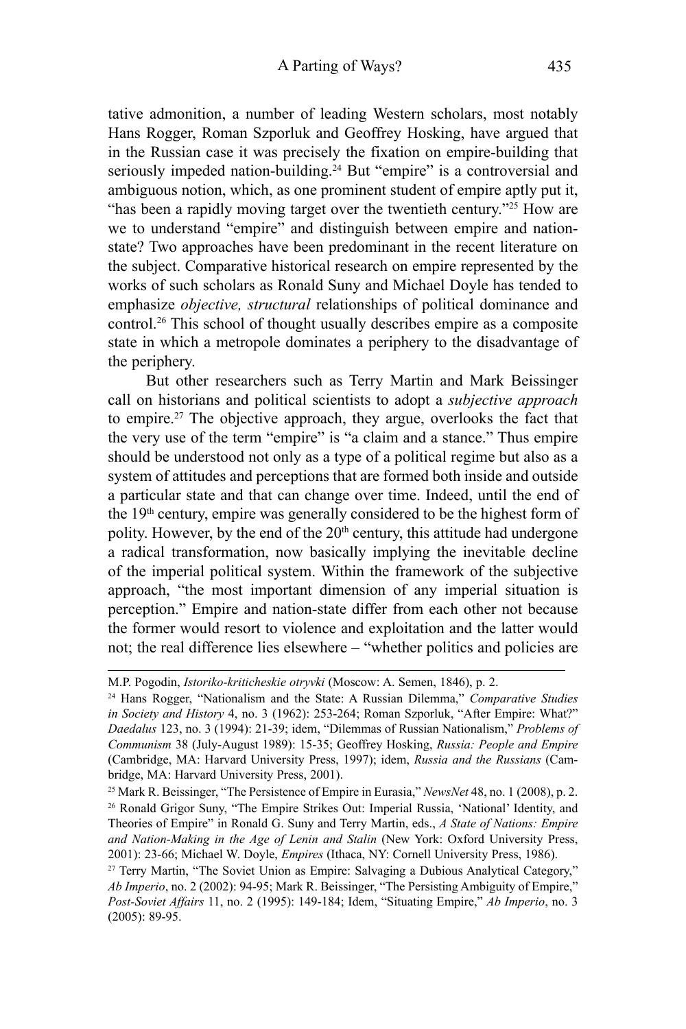tative admonition, a number of leading Western scholars, most notably Hans Rogger, Roman Szporluk and Geoffrey Hosking, have argued that in the Russian case it was precisely the fixation on empire-building that seriously impeded nation-building.[24] But "empire" is a controversial and ambiguous notion, which, as one prominent student of empire aptly put it, "has been a rapidly moving target over the twentieth century."[25] How are we to understand "empire" and distinguish between empire and nation-state? Two approaches have been predominant in the recent literature on the subject. Comparative historical research on empire represented by the works of such scholars as Ronald Suny and Michael Doyle has tended to emphasize *objective, structural* relationships of political dominance and control.[26] This school of thought usually describes empire as a composite state in which a metropole dominates a periphery to the disadvantage of the periphery.

But other researchers such as Terry Martin and Mark Beissinger call on historians and political scientists to adopt a *subjective approach* to empire.[27] The objective approach, they argue, overlooks the fact that the very use of the term "empire" is "a claim and a stance." Thus empire should be understood not only as a type of a political regime but also as a system of attitudes and perceptions that are formed both inside and outside a particular state and that can change over time. Indeed, until the end of the 19th century, empire was generally considered to be the highest form of polity. However, by the end of the 20th century, this attitude had undergone a radical transformation, now basically implying the inevitable decline of the imperial political system. Within the framework of the subjective approach, "the most important dimension of any imperial situation is perception." Empire and nation-state differ from each other not because the former would resort to violence and exploitation and the latter would not; the real difference lies elsewhere – "whether politics and policies are

---

M.P. Pogodin, *Istoriko-kriticheskie otryvki* (Moscow: A. Semen, 1846), p. 2.

[24] Hans Rogger, "Nationalism and the State: A Russian Dilemma," *Comparative Studies in Society and History* 4, no. 3 (1962): 253-264; Roman Szporluk, "After Empire: What?" *Daedalus* 123, no. 3 (1994): 21-39; idem, "Dilemmas of Russian Nationalism," *Problems of Communism* 38 (July-August 1989): 15-35; Geoffrey Hosking, *Russia: People and Empire* (Cambridge, MA: Harvard University Press, 1997); idem, *Russia and the Russians* (Cambridge, MA: Harvard University Press, 2001).

[25] Mark R. Beissinger, "The Persistence of Empire in Eurasia," *NewsNet* 48, no. 1 (2008), p. 2.

[26] Ronald Grigor Suny, "The Empire Strikes Out: Imperial Russia, 'National' Identity, and Theories of Empire" in Ronald G. Suny and Terry Martin, eds., *A State of Nations: Empire and Nation-Making in the Age of Lenin and Stalin* (New York: Oxford University Press, 2001): 23-66; Michael W. Doyle, *Empires* (Ithaca, NY: Cornell University Press, 1986).

[27] Terry Martin, "The Soviet Union as Empire: Salvaging a Dubious Analytical Category," *Ab Imperio*, no. 2 (2002): 94-95; Mark R. Beissinger, "The Persisting Ambiguity of Empire," *Post-Soviet Affairs* 11, no. 2 (1995): 149-184; Idem, "Situating Empire," *Ab Imperio*, no. 3 (2005): 89-95.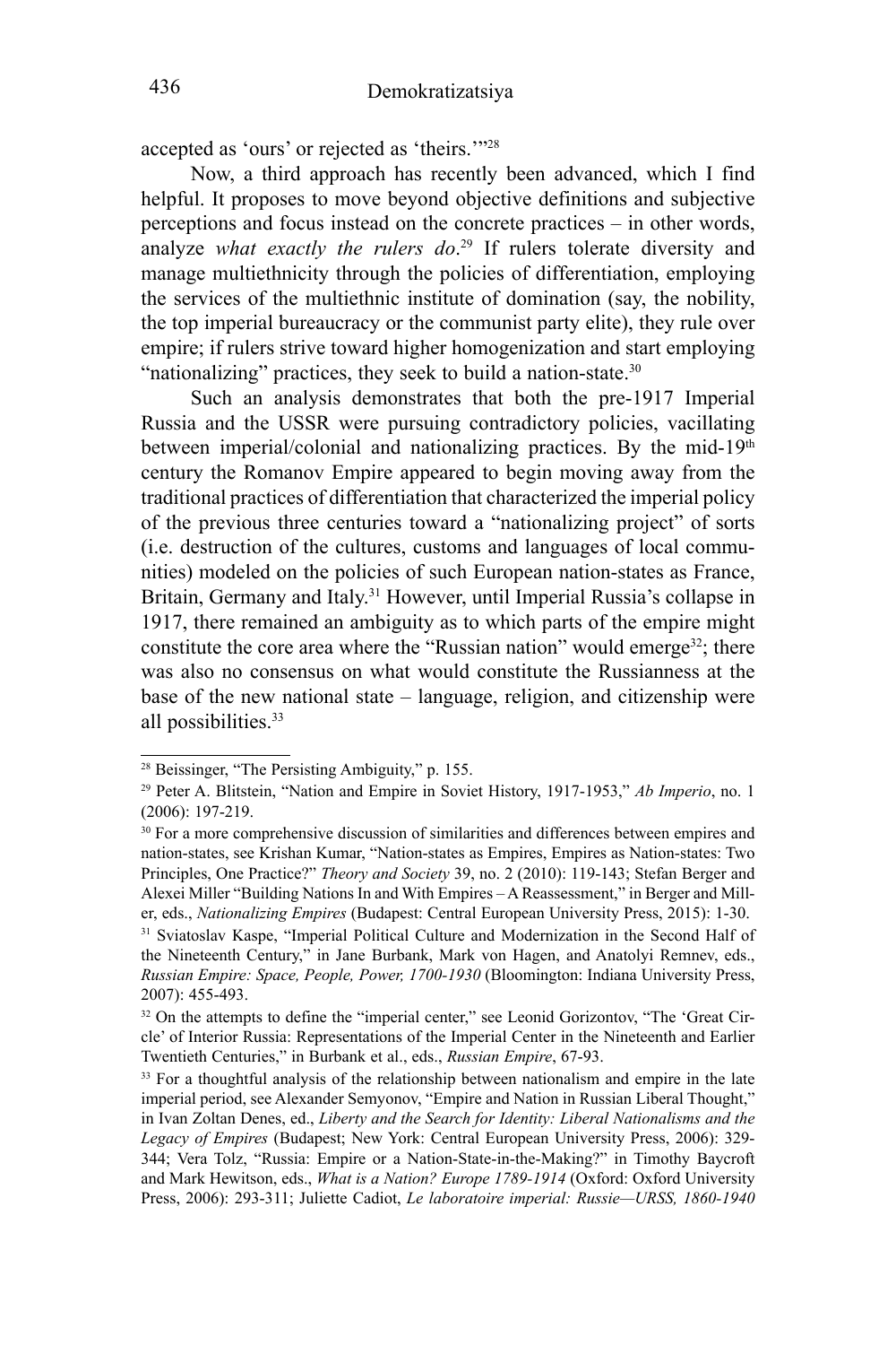accepted as 'ours' or rejected as 'theirs.'"[28]

Now, a third approach has recently been advanced, which I find helpful. It proposes to move beyond objective definitions and subjective perceptions and focus instead on the concrete practices – in other words, analyze *what exactly the rulers do*.[29] If rulers tolerate diversity and manage multiethnicity through the policies of differentiation, employing the services of the multiethnic institute of domination (say, the nobility, the top imperial bureaucracy or the communist party elite), they rule over empire; if rulers strive toward higher homogenization and start employing "nationalizing" practices, they seek to build a nation-state.[30]

Such an analysis demonstrates that both the pre-1917 Imperial Russia and the USSR were pursuing contradictory policies, vacillating between imperial/colonial and nationalizing practices. By the mid-19th century the Romanov Empire appeared to begin moving away from the traditional practices of differentiation that characterized the imperial policy of the previous three centuries toward a "nationalizing project" of sorts (i.e. destruction of the cultures, customs and languages of local communities) modeled on the policies of such European nation-states as France, Britain, Germany and Italy.[31] However, until Imperial Russia's collapse in 1917, there remained an ambiguity as to which parts of the empire might constitute the core area where the "Russian nation" would emerge[32]; there was also no consensus on what would constitute the Russianness at the base of the new national state – language, religion, and citizenship were all possibilities.[33]

---

[28] Beissinger, "The Persisting Ambiguity," p. 155.

[29] Peter A. Blitstein, "Nation and Empire in Soviet History, 1917-1953," *Ab Imperio*, no. 1 (2006): 197-219.

[30] For a more comprehensive discussion of similarities and differences between empires and nation-states, see Krishan Kumar, "Nation-states as Empires, Empires as Nation-states: Two Principles, One Practice?" *Theory and Society* 39, no. 2 (2010): 119-143; Stefan Berger and Alexei Miller "Building Nations In and With Empires – A Reassessment," in Berger and Miller, eds., *Nationalizing Empires* (Budapest: Central European University Press, 2015): 1-30.

[31] Sviatoslav Kaspe, "Imperial Political Culture and Modernization in the Second Half of the Nineteenth Century," in Jane Burbank, Mark von Hagen, and Anatolyi Remnev, eds., *Russian Empire: Space, People, Power, 1700-1930* (Bloomington: Indiana University Press, 2007): 455-493.

[32] On the attempts to define the "imperial center," see Leonid Gorizontov, "The 'Great Circle' of Interior Russia: Representations of the Imperial Center in the Nineteenth and Earlier Twentieth Centuries," in Burbank et al., eds., *Russian Empire*, 67-93.

[33] For a thoughtful analysis of the relationship between nationalism and empire in the late imperial period, see Alexander Semyonov, "Empire and Nation in Russian Liberal Thought," in Ivan Zoltan Denes, ed., *Liberty and the Search for Identity: Liberal Nationalisms and the Legacy of Empires* (Budapest; New York: Central European University Press, 2006): 329-344; Vera Tolz, "Russia: Empire or a Nation-State-in-the-Making?" in Timothy Baycroft and Mark Hewitson, eds., *What is a Nation? Europe 1789-1914* (Oxford: Oxford University Press, 2006): 293-311; Juliette Cadiot, *Le laboratoire imperial: Russie—URSS, 1860-1940*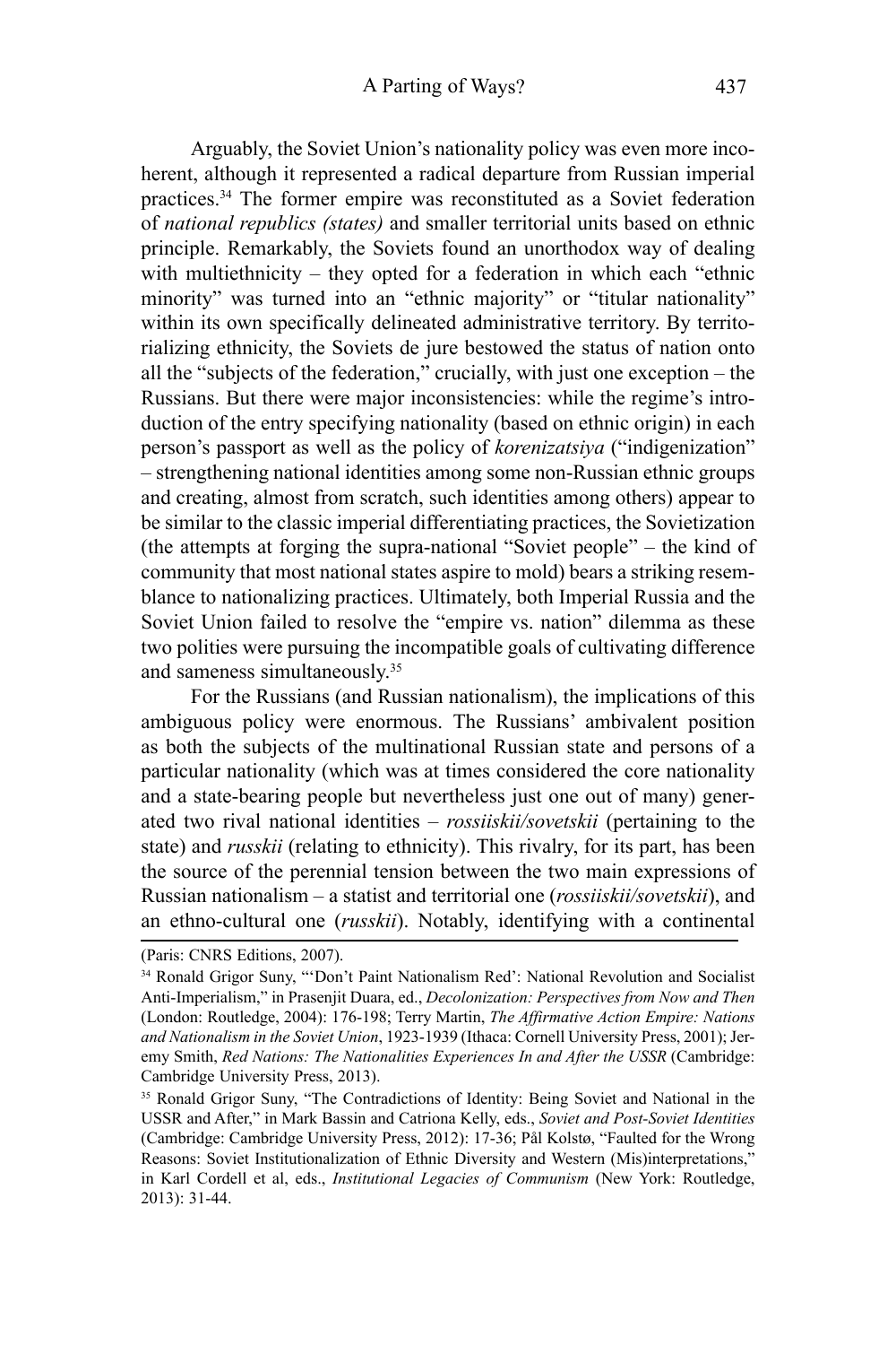Arguably, the Soviet Union's nationality policy was even more incoherent, although it represented a radical departure from Russian imperial practices.[34] The former empire was reconstituted as a Soviet federation of *national republics (states)* and smaller territorial units based on ethnic principle. Remarkably, the Soviets found an unorthodox way of dealing with multiethnicity – they opted for a federation in which each "ethnic minority" was turned into an "ethnic majority" or "titular nationality" within its own specifically delineated administrative territory. By territorializing ethnicity, the Soviets de jure bestowed the status of nation onto all the "subjects of the federation," crucially, with just one exception – the Russians. But there were major inconsistencies: while the regime's introduction of the entry specifying nationality (based on ethnic origin) in each person's passport as well as the policy of *korenizatsiya* ("indigenization" – strengthening national identities among some non-Russian ethnic groups and creating, almost from scratch, such identities among others) appear to be similar to the classic imperial differentiating practices, the Sovietization (the attempts at forging the supra-national "Soviet people" – the kind of community that most national states aspire to mold) bears a striking resemblance to nationalizing practices. Ultimately, both Imperial Russia and the Soviet Union failed to resolve the "empire vs. nation" dilemma as these two polities were pursuing the incompatible goals of cultivating difference and sameness simultaneously.[35]

For the Russians (and Russian nationalism), the implications of this ambiguous policy were enormous. The Russians' ambivalent position as both the subjects of the multinational Russian state and persons of a particular nationality (which was at times considered the core nationality and a state-bearing people but nevertheless just one out of many) generated two rival national identities – *rossiiskii/sovetskii* (pertaining to the state) and *russkii* (relating to ethnicity). This rivalry, for its part, has been the source of the perennial tension between the two main expressions of Russian nationalism – a statist and territorial one (*rossiiskii/sovetskii*), and an ethno-cultural one (*russkii*). Notably, identifying with a continental

(Paris: CNRS Editions, 2007).

[34] Ronald Grigor Suny, "'Don't Paint Nationalism Red': National Revolution and Socialist Anti-Imperialism," in Prasenjit Duara, ed., *Decolonization: Perspectives from Now and Then* (London: Routledge, 2004): 176-198; Terry Martin, *The Affirmative Action Empire: Nations and Nationalism in the Soviet Union*, 1923-1939 (Ithaca: Cornell University Press, 2001); Jeremy Smith, *Red Nations: The Nationalities Experiences In and After the USSR* (Cambridge: Cambridge University Press, 2013).

[35] Ronald Grigor Suny, "The Contradictions of Identity: Being Soviet and National in the USSR and After," in Mark Bassin and Catriona Kelly, eds., *Soviet and Post-Soviet Identities* (Cambridge: Cambridge University Press, 2012): 17-36; Pål Kolstø, "Faulted for the Wrong Reasons: Soviet Institutionalization of Ethnic Diversity and Western (Mis)interpretations," in Karl Cordell et al, eds., *Institutional Legacies of Communism* (New York: Routledge, 2013): 31-44.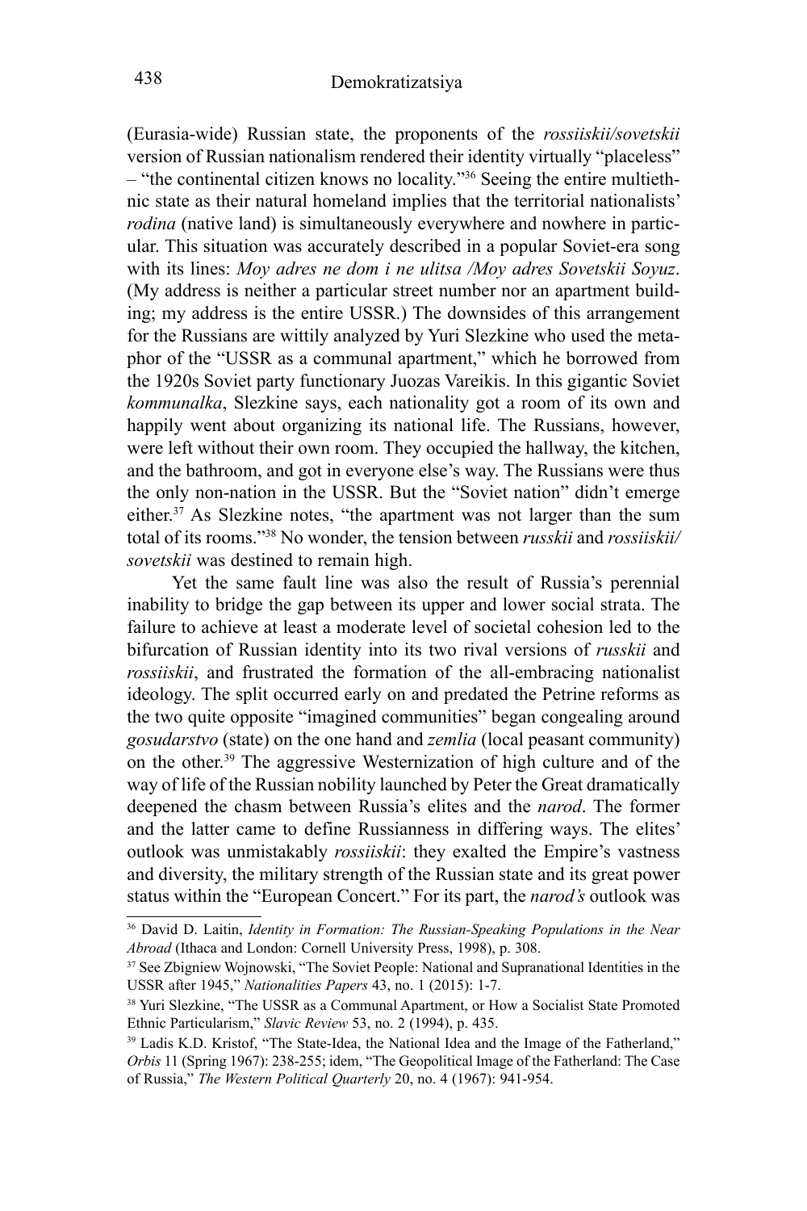(Eurasia-wide) Russian state, the proponents of the *rossiiskii/sovetskii* version of Russian nationalism rendered their identity virtually "placeless" – "the continental citizen knows no locality."[36] Seeing the entire multiethnic state as their natural homeland implies that the territorial nationalists' *rodina* (native land) is simultaneously everywhere and nowhere in particular. This situation was accurately described in a popular Soviet-era song with its lines: *Moy adres ne dom i ne ulitsa /Moy adres Sovetskii Soyuz*. (My address is neither a particular street number nor an apartment building; my address is the entire USSR.) The downsides of this arrangement for the Russians are wittily analyzed by Yuri Slezkine who used the metaphor of the "USSR as a communal apartment," which he borrowed from the 1920s Soviet party functionary Juozas Vareikis. In this gigantic Soviet *kommunalka*, Slezkine says, each nationality got a room of its own and happily went about organizing its national life. The Russians, however, were left without their own room. They occupied the hallway, the kitchen, and the bathroom, and got in everyone else's way. The Russians were thus the only non-nation in the USSR. But the "Soviet nation" didn't emerge either.[37] As Slezkine notes, "the apartment was not larger than the sum total of its rooms."[38] No wonder, the tension between *russkii* and *rossiiskii/sovetskii* was destined to remain high.

Yet the same fault line was also the result of Russia's perennial inability to bridge the gap between its upper and lower social strata. The failure to achieve at least a moderate level of societal cohesion led to the bifurcation of Russian identity into its two rival versions of *russkii* and *rossiiskii*, and frustrated the formation of the all-embracing nationalist ideology. The split occurred early on and predated the Petrine reforms as the two quite opposite "imagined communities" began congealing around *gosudarstvo* (state) on the one hand and *zemlia* (local peasant community) on the other.[39] The aggressive Westernization of high culture and of the way of life of the Russian nobility launched by Peter the Great dramatically deepened the chasm between Russia's elites and the *narod*. The former and the latter came to define Russianness in differing ways. The elites' outlook was unmistakably *rossiiskii*: they exalted the Empire's vastness and diversity, the military strength of the Russian state and its great power status within the "European Concert." For its part, the *narod's* outlook was

---

[36] David D. Laitin, *Identity in Formation: The Russian-Speaking Populations in the Near Abroad* (Ithaca and London: Cornell University Press, 1998), p. 308.

[37] See Zbigniew Wojnowski, "The Soviet People: National and Supranational Identities in the USSR after 1945," *Nationalities Papers* 43, no. 1 (2015): 1-7.

[38] Yuri Slezkine, "The USSR as a Communal Apartment, or How a Socialist State Promoted Ethnic Particularism," *Slavic Review* 53, no. 2 (1994), p. 435.

[39] Ladis K.D. Kristof, "The State-Idea, the National Idea and the Image of the Fatherland," *Orbis* 11 (Spring 1967): 238-255; idem, "The Geopolitical Image of the Fatherland: The Case of Russia," *The Western Political Quarterly* 20, no. 4 (1967): 941-954.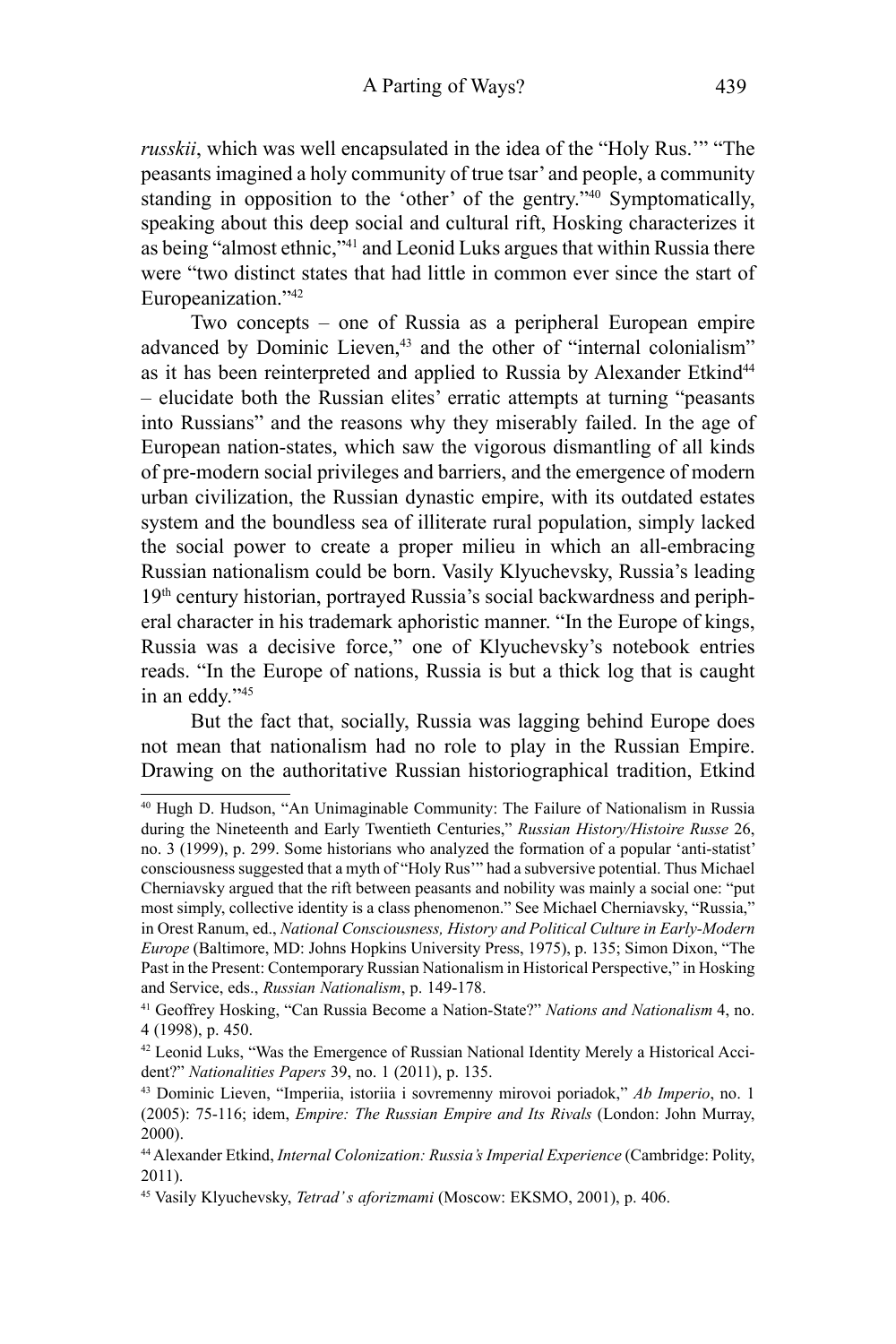*russkii*, which was well encapsulated in the idea of the "Holy Rus.'" "The peasants imagined a holy community of true tsar' and people, a community standing in opposition to the 'other' of the gentry."[40] Symptomatically, speaking about this deep social and cultural rift, Hosking characterizes it as being "almost ethnic,"[41] and Leonid Luks argues that within Russia there were "two distinct states that had little in common ever since the start of Europeanization."[42]

Two concepts – one of Russia as a peripheral European empire advanced by Dominic Lieven,[43] and the other of "internal colonialism" as it has been reinterpreted and applied to Russia by Alexander Etkind[44] – elucidate both the Russian elites' erratic attempts at turning "peasants into Russians" and the reasons why they miserably failed. In the age of European nation-states, which saw the vigorous dismantling of all kinds of pre-modern social privileges and barriers, and the emergence of modern urban civilization, the Russian dynastic empire, with its outdated estates system and the boundless sea of illiterate rural population, simply lacked the social power to create a proper milieu in which an all-embracing Russian nationalism could be born. Vasily Klyuchevsky, Russia's leading 19th century historian, portrayed Russia's social backwardness and peripheral character in his trademark aphoristic manner. "In the Europe of kings, Russia was a decisive force," one of Klyuchevsky's notebook entries reads. "In the Europe of nations, Russia is but a thick log that is caught in an eddy."[45]

But the fact that, socially, Russia was lagging behind Europe does not mean that nationalism had no role to play in the Russian Empire. Drawing on the authoritative Russian historiographical tradition, Etkind

---

[40] Hugh D. Hudson, "An Unimaginable Community: The Failure of Nationalism in Russia during the Nineteenth and Early Twentieth Centuries," *Russian History/Histoire Russe* 26, no. 3 (1999), p. 299. Some historians who analyzed the formation of a popular 'anti-statist' consciousness suggested that a myth of "Holy Rus'" had a subversive potential. Thus Michael Cherniavsky argued that the rift between peasants and nobility was mainly a social one: "put most simply, collective identity is a class phenomenon." See Michael Cherniavsky, "Russia," in Orest Ranum, ed., *National Consciousness, History and Political Culture in Early-Modern Europe* (Baltimore, MD: Johns Hopkins University Press, 1975), p. 135; Simon Dixon, "The Past in the Present: Contemporary Russian Nationalism in Historical Perspective," in Hosking and Service, eds., *Russian Nationalism*, p. 149-178.

[41] Geoffrey Hosking, "Can Russia Become a Nation-State?" *Nations and Nationalism* 4, no. 4 (1998), p. 450.

[42] Leonid Luks, "Was the Emergence of Russian National Identity Merely a Historical Accident?" *Nationalities Papers* 39, no. 1 (2011), p. 135.

[43] Dominic Lieven, "Imperiia, istoriia i sovremenny mirovoi poriadok," *Ab Imperio*, no. 1 (2005): 75-116; idem, *Empire: The Russian Empire and Its Rivals* (London: John Murray, 2000).

[44] Alexander Etkind, *Internal Colonization: Russia's Imperial Experience* (Cambridge: Polity, 2011).

[45] Vasily Klyuchevsky, *Tetrad' s aforizmami* (Moscow: EKSMO, 2001), p. 406.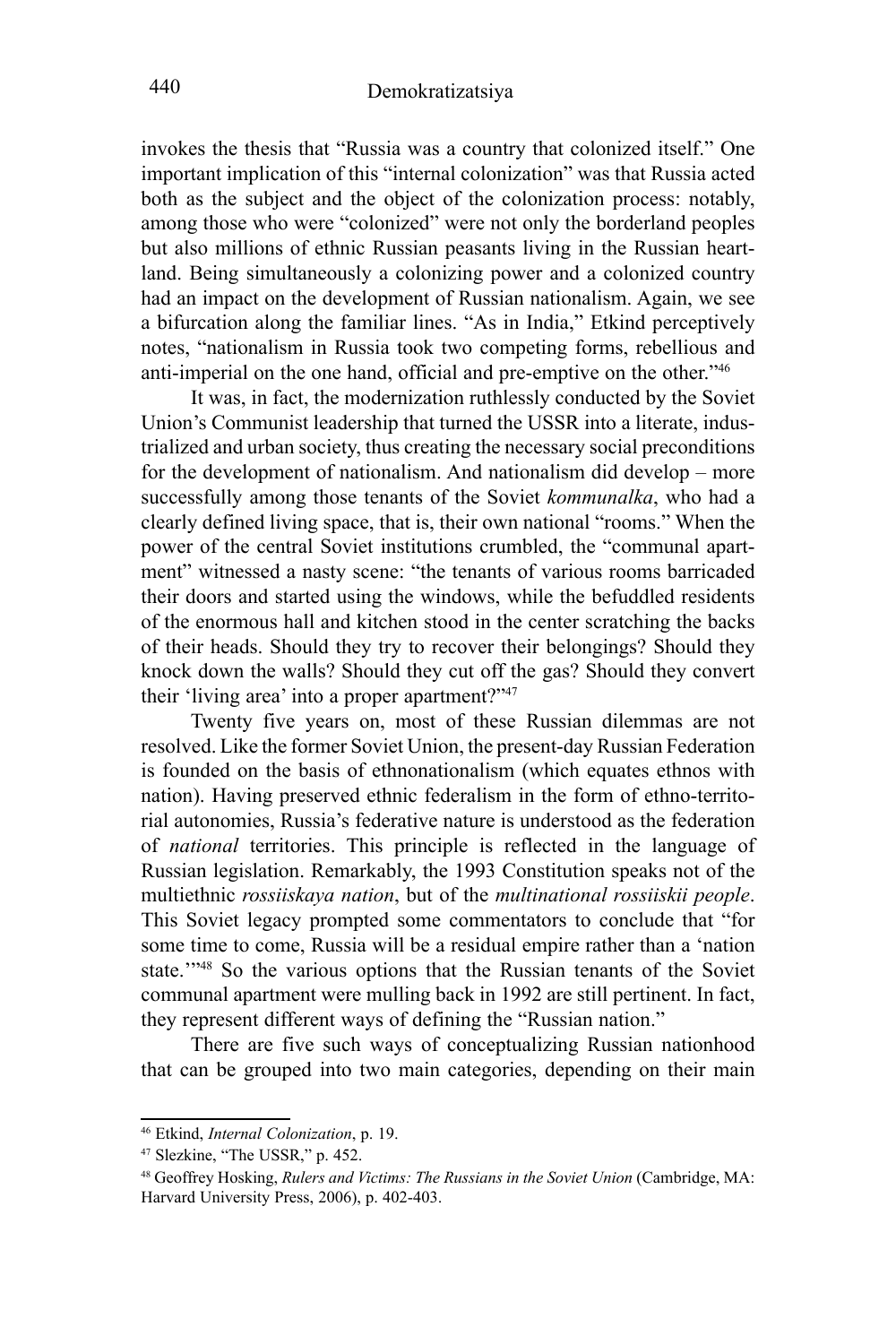invokes the thesis that "Russia was a country that colonized itself." One important implication of this "internal colonization" was that Russia acted both as the subject and the object of the colonization process: notably, among those who were "colonized" were not only the borderland peoples but also millions of ethnic Russian peasants living in the Russian heartland. Being simultaneously a colonizing power and a colonized country had an impact on the development of Russian nationalism. Again, we see a bifurcation along the familiar lines. "As in India," Etkind perceptively notes, "nationalism in Russia took two competing forms, rebellious and anti-imperial on the one hand, official and pre-emptive on the other."[46]

It was, in fact, the modernization ruthlessly conducted by the Soviet Union's Communist leadership that turned the USSR into a literate, industrialized and urban society, thus creating the necessary social preconditions for the development of nationalism. And nationalism did develop – more successfully among those tenants of the Soviet *kommunalka*, who had a clearly defined living space, that is, their own national "rooms." When the power of the central Soviet institutions crumbled, the "communal apartment" witnessed a nasty scene: "the tenants of various rooms barricaded their doors and started using the windows, while the befuddled residents of the enormous hall and kitchen stood in the center scratching the backs of their heads. Should they try to recover their belongings? Should they knock down the walls? Should they cut off the gas? Should they convert their 'living area' into a proper apartment?"[47]

Twenty five years on, most of these Russian dilemmas are not resolved. Like the former Soviet Union, the present-day Russian Federation is founded on the basis of ethnonationalism (which equates ethnos with nation). Having preserved ethnic federalism in the form of ethno-territorial autonomies, Russia's federative nature is understood as the federation of *national* territories. This principle is reflected in the language of Russian legislation. Remarkably, the 1993 Constitution speaks not of the multiethnic *rossiiskaya nation*, but of the *multinational rossiiskii people*. This Soviet legacy prompted some commentators to conclude that "for some time to come, Russia will be a residual empire rather than a 'nation state.'"[48] So the various options that the Russian tenants of the Soviet communal apartment were mulling back in 1992 are still pertinent. In fact, they represent different ways of defining the "Russian nation."

There are five such ways of conceptualizing Russian nationhood that can be grouped into two main categories, depending on their main

---

[46] Etkind, *Internal Colonization*, p. 19.

[47] Slezkine, "The USSR," p. 452.

[48] Geoffrey Hosking, *Rulers and Victims: The Russians in the Soviet Union* (Cambridge, MA: Harvard University Press, 2006), p. 402-403.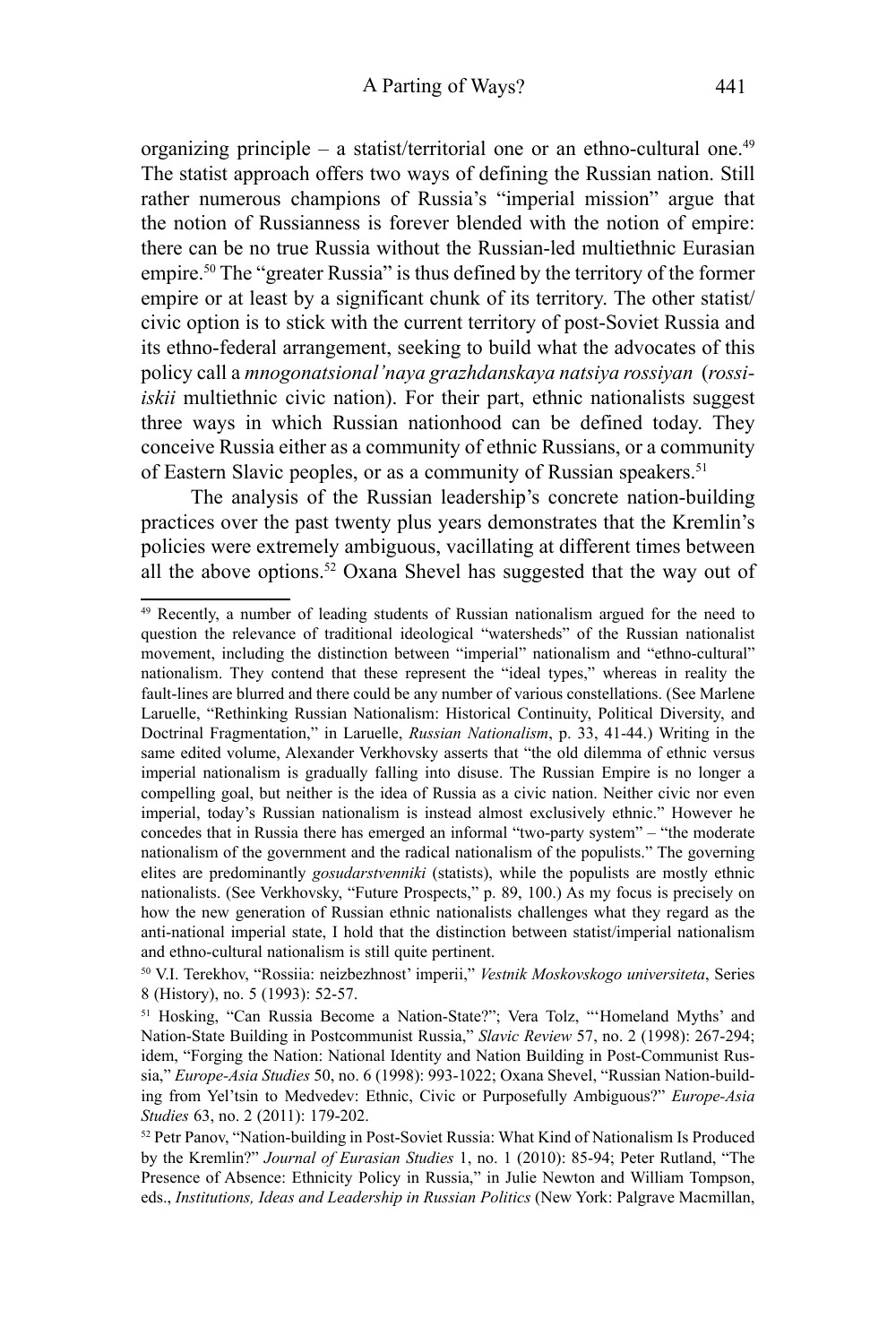organizing principle – a statist/territorial one or an ethno-cultural one.[49] The statist approach offers two ways of defining the Russian nation. Still rather numerous champions of Russia's "imperial mission" argue that the notion of Russianness is forever blended with the notion of empire: there can be no true Russia without the Russian-led multiethnic Eurasian empire.[50] The "greater Russia" is thus defined by the territory of the former empire or at least by a significant chunk of its territory. The other statist/civic option is to stick with the current territory of post-Soviet Russia and its ethno-federal arrangement, seeking to build what the advocates of this policy call a *mnogonatsional'naya grazhdanskaya natsiya rossiyan* (*rossiiskii* multiethnic civic nation). For their part, ethnic nationalists suggest three ways in which Russian nationhood can be defined today. They conceive Russia either as a community of ethnic Russians, or a community of Eastern Slavic peoples, or as a community of Russian speakers.[51]

The analysis of the Russian leadership's concrete nation-building practices over the past twenty plus years demonstrates that the Kremlin's policies were extremely ambiguous, vacillating at different times between all the above options.[52] Oxana Shevel has suggested that the way out of

---

[49] Recently, a number of leading students of Russian nationalism argued for the need to question the relevance of traditional ideological "watersheds" of the Russian nationalist movement, including the distinction between "imperial" nationalism and "ethno-cultural" nationalism. They contend that these represent the "ideal types," whereas in reality the fault-lines are blurred and there could be any number of various constellations. (See Marlene Laruelle, "Rethinking Russian Nationalism: Historical Continuity, Political Diversity, and Doctrinal Fragmentation," in Laruelle, *Russian Nationalism*, p. 33, 41-44.) Writing in the same edited volume, Alexander Verkhovsky asserts that "the old dilemma of ethnic versus imperial nationalism is gradually falling into disuse. The Russian Empire is no longer a compelling goal, but neither is the idea of Russia as a civic nation. Neither civic nor even imperial, today's Russian nationalism is instead almost exclusively ethnic." However he concedes that in Russia there has emerged an informal "two-party system" – "the moderate nationalism of the government and the radical nationalism of the populists." The governing elites are predominantly *gosudarstvenniki* (statists), while the populists are mostly ethnic nationalists. (See Verkhovsky, "Future Prospects," p. 89, 100.) As my focus is precisely on how the new generation of Russian ethnic nationalists challenges what they regard as the anti-national imperial state, I hold that the distinction between statist/imperial nationalism and ethno-cultural nationalism is still quite pertinent.

[50] V.I. Terekhov, "Rossiia: neizbezhnost' imperii," *Vestnik Moskovskogo universiteta*, Series 8 (History), no. 5 (1993): 52-57.

[51] Hosking, "Can Russia Become a Nation-State?"; Vera Tolz, "'Homeland Myths' and Nation-State Building in Postcommunist Russia," *Slavic Review* 57, no. 2 (1998): 267-294; idem, "Forging the Nation: National Identity and Nation Building in Post-Communist Russia," *Europe-Asia Studies* 50, no. 6 (1998): 993-1022; Oxana Shevel, "Russian Nation-building from Yel'tsin to Medvedev: Ethnic, Civic or Purposefully Ambiguous?" *Europe-Asia Studies* 63, no. 2 (2011): 179-202.

[52] Petr Panov, "Nation-building in Post-Soviet Russia: What Kind of Nationalism Is Produced by the Kremlin?" *Journal of Eurasian Studies* 1, no. 1 (2010): 85-94; Peter Rutland, "The Presence of Absence: Ethnicity Policy in Russia," in Julie Newton and William Tompson, eds., *Institutions, Ideas and Leadership in Russian Politics* (New York: Palgrave Macmillan,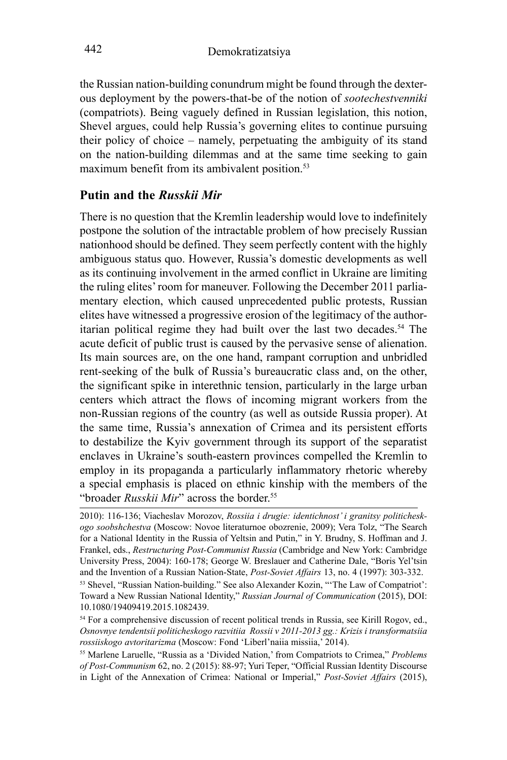the Russian nation-building conundrum might be found through the dexterous deployment by the powers-that-be of the notion of *sootechestvenniki* (compatriots). Being vaguely defined in Russian legislation, this notion, Shevel argues, could help Russia's governing elites to continue pursuing their policy of choice – namely, perpetuating the ambiguity of its stand on the nation-building dilemmas and at the same time seeking to gain maximum benefit from its ambivalent position.[53]

## Putin and the *Russkii Mir*

There is no question that the Kremlin leadership would love to indefinitely postpone the solution of the intractable problem of how precisely Russian nationhood should be defined. They seem perfectly content with the highly ambiguous status quo. However, Russia's domestic developments as well as its continuing involvement in the armed conflict in Ukraine are limiting the ruling elites' room for maneuver. Following the December 2011 parliamentary election, which caused unprecedented public protests, Russian elites have witnessed a progressive erosion of the legitimacy of the authoritarian political regime they had built over the last two decades.[54] The acute deficit of public trust is caused by the pervasive sense of alienation. Its main sources are, on the one hand, rampant corruption and unbridled rent-seeking of the bulk of Russia's bureaucratic class and, on the other, the significant spike in interethnic tension, particularly in the large urban centers which attract the flows of incoming migrant workers from the non-Russian regions of the country (as well as outside Russia proper). At the same time, Russia's annexation of Crimea and its persistent efforts to destabilize the Kyiv government through its support of the separatist enclaves in Ukraine's south-eastern provinces compelled the Kremlin to employ in its propaganda a particularly inflammatory rhetoric whereby a special emphasis is placed on ethnic kinship with the members of the "broader *Russkii Mir*" across the border.[55]

---

2010): 116-136; Viacheslav Morozov, *Rossiia i drugie: identichnost' i granitsy politicheskogo soobshchestva* (Moscow: Novoe literaturnoe obozrenie, 2009); Vera Tolz, "The Search for a National Identity in the Russia of Yeltsin and Putin," in Y. Brudny, S. Hoffman and J. Frankel, eds., *Restructuring Post-Communist Russia* (Cambridge and New York: Cambridge University Press, 2004): 160-178; George W. Breslauer and Catherine Dale, "Boris Yel'tsin and the Invention of a Russian Nation-State, *Post-Soviet Affairs* 13, no. 4 (1997): 303-332.

[53] Shevel, "Russian Nation-building." See also Alexander Kozin, "'The Law of Compatriot': Toward a New Russian National Identity," *Russian Journal of Communication* (2015), DOI: 10.1080/19409419.2015.1082439.

[54] For a comprehensive discussion of recent political trends in Russia, see Kirill Rogov, ed., *Osnovnye tendentsii politicheskogo razvitiia Rossii v 2011-2013 gg.: Krizis i transformatsiia rossiiskogo avtoritarizma* (Moscow: Fond 'Liberl'naiia missiia,' 2014).

[55] Marlene Laruelle, "Russia as a 'Divided Nation,' from Compatriots to Crimea," *Problems of Post-Communism* 62, no. 2 (2015): 88-97; Yuri Teper, "Official Russian Identity Discourse in Light of the Annexation of Crimea: National or Imperial," *Post-Soviet Affairs* (2015),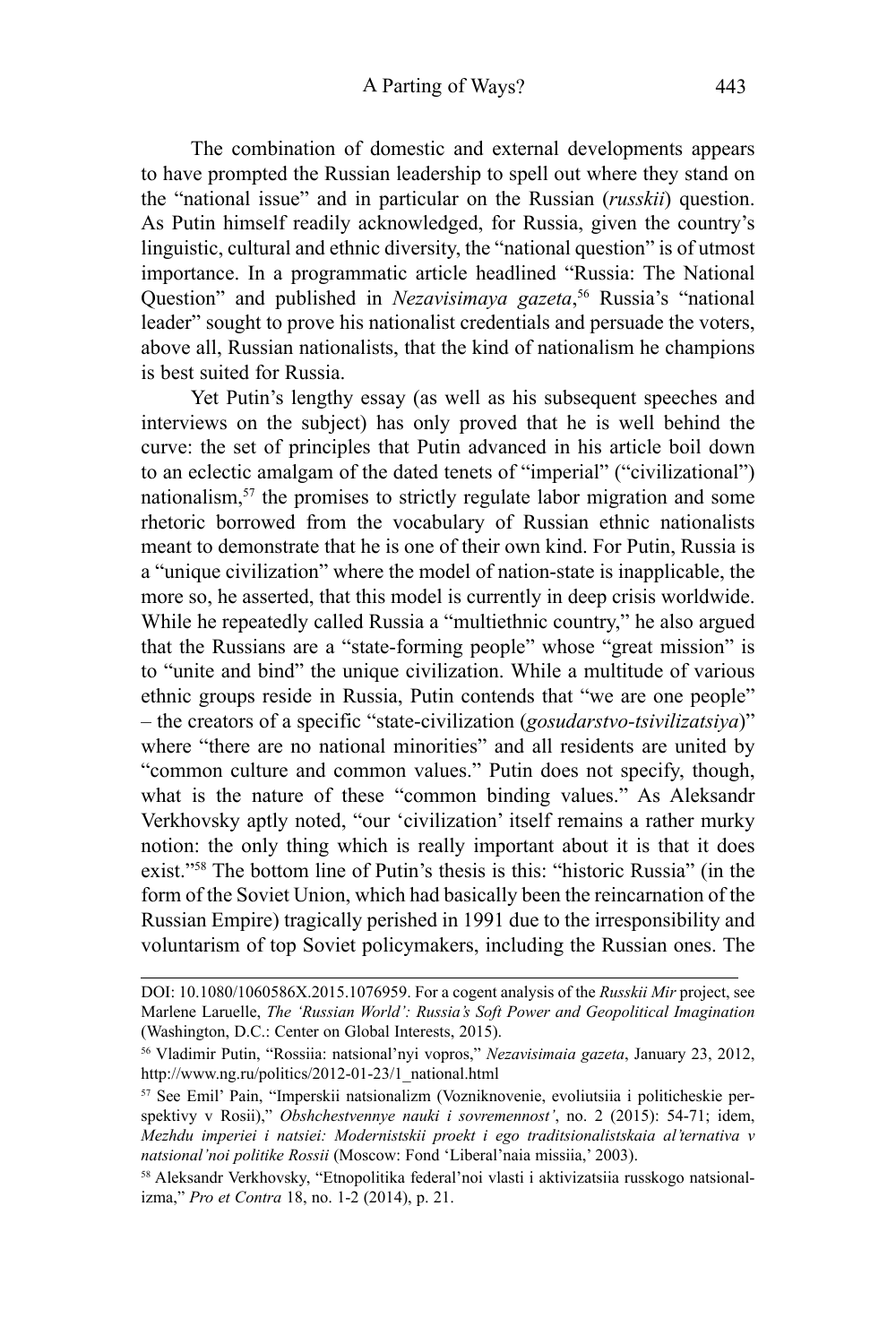The combination of domestic and external developments appears to have prompted the Russian leadership to spell out where they stand on the "national issue" and in particular on the Russian (*russkii*) question. As Putin himself readily acknowledged, for Russia, given the country's linguistic, cultural and ethnic diversity, the "national question" is of utmost importance. In a programmatic article headlined "Russia: The National Question" and published in *Nezavisimaya gazeta*,[56] Russia's "national leader" sought to prove his nationalist credentials and persuade the voters, above all, Russian nationalists, that the kind of nationalism he champions is best suited for Russia.

Yet Putin's lengthy essay (as well as his subsequent speeches and interviews on the subject) has only proved that he is well behind the curve: the set of principles that Putin advanced in his article boil down to an eclectic amalgam of the dated tenets of "imperial" ("civilizational") nationalism,[57] the promises to strictly regulate labor migration and some rhetoric borrowed from the vocabulary of Russian ethnic nationalists meant to demonstrate that he is one of their own kind. For Putin, Russia is a "unique civilization" where the model of nation-state is inapplicable, the more so, he asserted, that this model is currently in deep crisis worldwide. While he repeatedly called Russia a "multiethnic country," he also argued that the Russians are a "state-forming people" whose "great mission" is to "unite and bind" the unique civilization. While a multitude of various ethnic groups reside in Russia, Putin contends that "we are one people" – the creators of a specific "state-civilization (*gosudarstvo-tsivilizatsiya*)" where "there are no national minorities" and all residents are united by "common culture and common values." Putin does not specify, though, what is the nature of these "common binding values." As Aleksandr Verkhovsky aptly noted, "our 'civilization' itself remains a rather murky notion: the only thing which is really important about it is that it does exist."[58] The bottom line of Putin's thesis is this: "historic Russia" (in the form of the Soviet Union, which had basically been the reincarnation of the Russian Empire) tragically perished in 1991 due to the irresponsibility and voluntarism of top Soviet policymakers, including the Russian ones. The

---

DOI: 10.1080/1060586X.2015.1076959. For a cogent analysis of the *Russkii Mir* project, see Marlene Laruelle, *The 'Russian World': Russia's Soft Power and Geopolitical Imagination* (Washington, D.C.: Center on Global Interests, 2015).

[56] Vladimir Putin, "Rossiia: natsional'nyi vopros," *Nezavisimaia gazeta*, January 23, 2012, http://www.ng.ru/politics/2012-01-23/1_national.html

[57] See Emil' Pain, "Imperskii natsionalizm (Vozniknovenie, evoliutsiia i politicheskie perspektivy v Rosii)," *Obshchestvennye nauki i sovremennost'*, no. 2 (2015): 54-71; idem, *Mezhdu imperiei i natsiei: Modernistskii proekt i ego traditsionalistskaia al'ternativa v natsional'noi politike Rossii* (Moscow: Fond 'Liberal'naia missiia,' 2003).

[58] Aleksandr Verkhovsky, "Etnopolitika federal'noi vlasti i aktivizatsiia russkogo natsionalizma," *Pro et Contra* 18, no. 1-2 (2014), p. 21.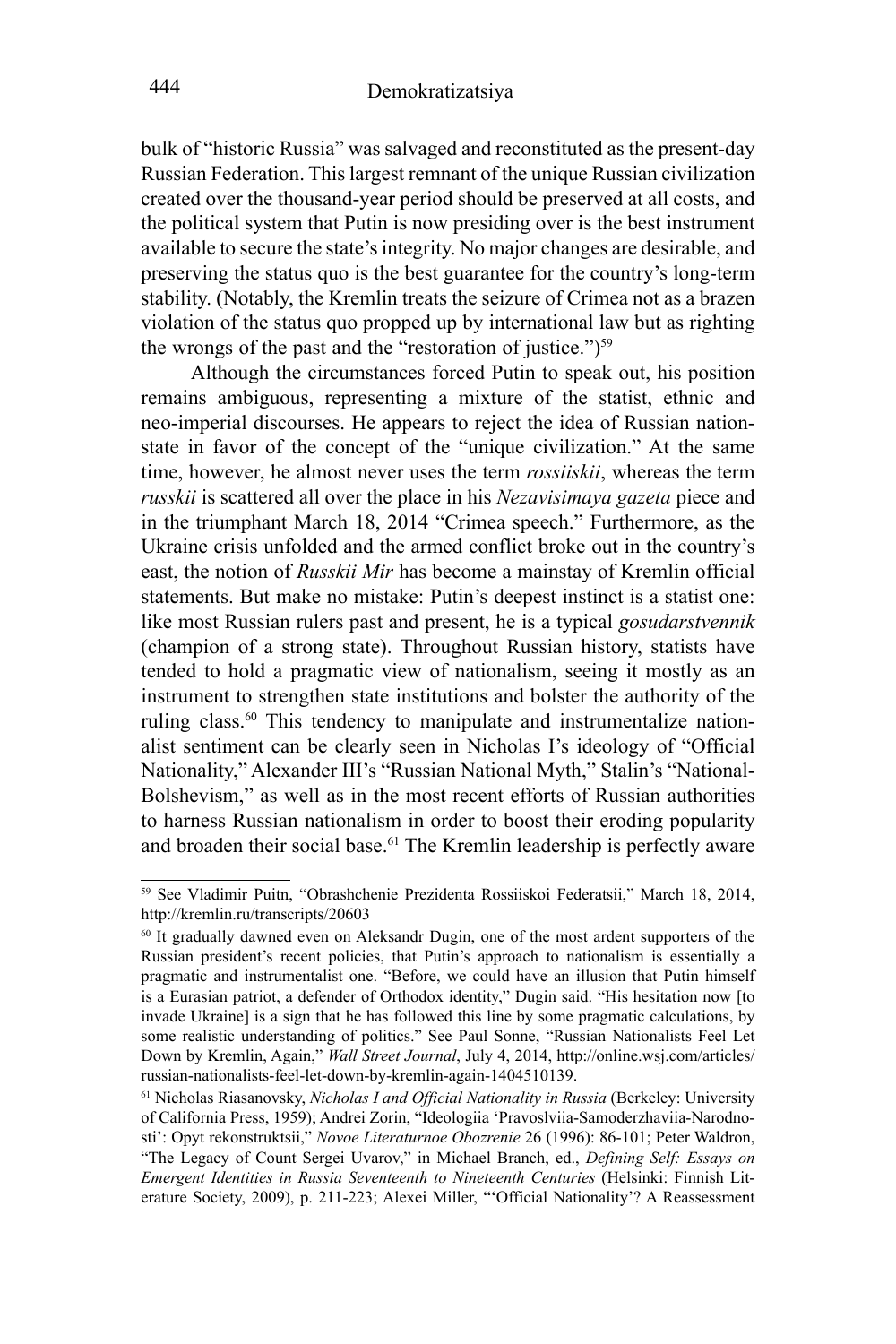bulk of "historic Russia" was salvaged and reconstituted as the present-day Russian Federation. This largest remnant of the unique Russian civilization created over the thousand-year period should be preserved at all costs, and the political system that Putin is now presiding over is the best instrument available to secure the state's integrity. No major changes are desirable, and preserving the status quo is the best guarantee for the country's long-term stability. (Notably, the Kremlin treats the seizure of Crimea not as a brazen violation of the status quo propped up by international law but as righting the wrongs of the past and the "restoration of justice.")[59]

Although the circumstances forced Putin to speak out, his position remains ambiguous, representing a mixture of the statist, ethnic and neo-imperial discourses. He appears to reject the idea of Russian nation-state in favor of the concept of the "unique civilization." At the same time, however, he almost never uses the term *rossiiskii*, whereas the term *russkii* is scattered all over the place in his *Nezavisimaya gazeta* piece and in the triumphant March 18, 2014 "Crimea speech." Furthermore, as the Ukraine crisis unfolded and the armed conflict broke out in the country's east, the notion of *Russkii Mir* has become a mainstay of Kremlin official statements. But make no mistake: Putin's deepest instinct is a statist one: like most Russian rulers past and present, he is a typical *gosudarstvennik* (champion of a strong state). Throughout Russian history, statists have tended to hold a pragmatic view of nationalism, seeing it mostly as an instrument to strengthen state institutions and bolster the authority of the ruling class.[60] This tendency to manipulate and instrumentalize nationalist sentiment can be clearly seen in Nicholas I's ideology of "Official Nationality," Alexander III's "Russian National Myth," Stalin's "National-Bolshevism," as well as in the most recent efforts of Russian authorities to harness Russian nationalism in order to boost their eroding popularity and broaden their social base.[61] The Kremlin leadership is perfectly aware

---

[59] See Vladimir Puitn, "Obrashchenie Prezidenta Rossiiskoi Federatsii," March 18, 2014, http://kremlin.ru/transcripts/20603

[60] It gradually dawned even on Aleksandr Dugin, one of the most ardent supporters of the Russian president's recent policies, that Putin's approach to nationalism is essentially a pragmatic and instrumentalist one. "Before, we could have an illusion that Putin himself is a Eurasian patriot, a defender of Orthodox identity," Dugin said. "His hesitation now [to invade Ukraine] is a sign that he has followed this line by some pragmatic calculations, by some realistic understanding of politics." See Paul Sonne, "Russian Nationalists Feel Let Down by Kremlin, Again," *Wall Street Journal*, July 4, 2014, http://online.wsj.com/articles/russian-nationalists-feel-let-down-by-kremlin-again-1404510139.

[61] Nicholas Riasanovsky, *Nicholas I and Official Nationality in Russia* (Berkeley: University of California Press, 1959); Andrei Zorin, "Ideologiia 'Pravoslviia-Samoderzhaviia-Narodnosti': Opyt rekonstruktsii," *Novoe Literaturnoe Obozrenie* 26 (1996): 86-101; Peter Waldron, "The Legacy of Count Sergei Uvarov," in Michael Branch, ed., *Defining Self: Essays on Emergent Identities in Russia Seventeenth to Nineteenth Centuries* (Helsinki: Finnish Literature Society, 2009), p. 211-223; Alexei Miller, "'Official Nationality'? A Reassessment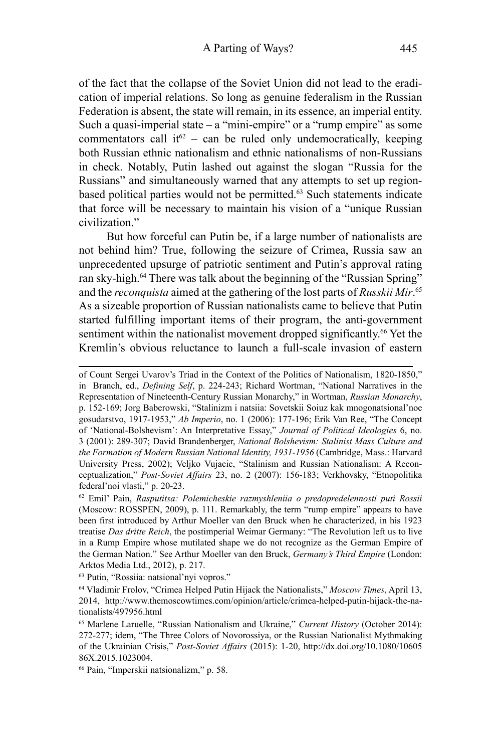of the fact that the collapse of the Soviet Union did not lead to the eradication of imperial relations. So long as genuine federalism in the Russian Federation is absent, the state will remain, in its essence, an imperial entity. Such a quasi-imperial state – a "mini-empire" or a "rump empire" as some commentators call it[62] – can be ruled only undemocratically, keeping both Russian ethnic nationalism and ethnic nationalisms of non-Russians in check. Notably, Putin lashed out against the slogan "Russia for the Russians" and simultaneously warned that any attempts to set up region-based political parties would not be permitted.[63] Such statements indicate that force will be necessary to maintain his vision of a "unique Russian civilization."

But how forceful can Putin be, if a large number of nationalists are not behind him? True, following the seizure of Crimea, Russia saw an unprecedented upsurge of patriotic sentiment and Putin's approval rating ran sky-high.[64] There was talk about the beginning of the "Russian Spring" and the *reconquista* aimed at the gathering of the lost parts of *Russkii Mir*.[65] As a sizeable proportion of Russian nationalists came to believe that Putin started fulfilling important items of their program, the anti-government sentiment within the nationalist movement dropped significantly.[66] Yet the Kremlin's obvious reluctance to launch a full-scale invasion of eastern

---

of Count Sergei Uvarov's Triad in the Context of the Politics of Nationalism, 1820-1850," in Branch, ed., *Defining Self*, p. 224-243; Richard Wortman, "National Narratives in the Representation of Nineteenth-Century Russian Monarchy," in Wortman, *Russian Monarchy*, p. 152-169; Jorg Baberowski, "Stalinizm i natsiia: Sovetskii Soiuz kak mnogonatsional'noe gosudarstvo, 1917-1953," *Ab Imperio*, no. 1 (2006): 177-196; Erik Van Ree, "The Concept of 'National-Bolshevism': An Interpretative Essay," *Journal of Political Ideologies* 6, no. 3 (2001): 289-307; David Brandenberger, *National Bolshevism: Stalinist Mass Culture and the Formation of Modern Russian National Identity, 1931-1956* (Cambridge, Mass.: Harvard University Press, 2002); Veljko Vujacic, "Stalinism and Russian Nationalism: A Reconceptualization," *Post-Soviet Affairs* 23, no. 2 (2007): 156-183; Verkhovsky, "Etnopolitika federal'noi vlasti," p. 20-23.

[62] Emil' Pain, *Rasputitsa: Polemicheskie razmyshleniia o predopredelennosti puti Rossii* (Moscow: ROSSPEN, 2009), p. 111. Remarkably, the term "rump empire" appears to have been first introduced by Arthur Moeller van den Bruck when he characterized, in his 1923 treatise *Das dritte Reich*, the postimperial Weimar Germany: "The Revolution left us to live in a Rump Empire whose mutilated shape we do not recognize as the German Empire of the German Nation." See Arthur Moeller van den Bruck, *Germany's Third Empire* (London: Arktos Media Ltd., 2012), p. 217.

[63] Putin, "Rossiia: natsional'nyi vopros."

[64] Vladimir Frolov, "Crimea Helped Putin Hijack the Nationalists," *Moscow Times*, April 13, 2014, http://www.themoscowtimes.com/opinion/article/crimea-helped-putin-hijack-the-nationalists/497956.html

[65] Marlene Laruelle, "Russian Nationalism and Ukraine," *Current History* (October 2014): 272-277; idem, "The Three Colors of Novorossiya, or the Russian Nationalist Mythmaking of the Ukrainian Crisis," *Post-Soviet Affairs* (2015): 1-20, http://dx.doi.org/10.1080/1060586X.2015.1023004.

[66] Pain, "Imperskii natsionalizm," p. 58.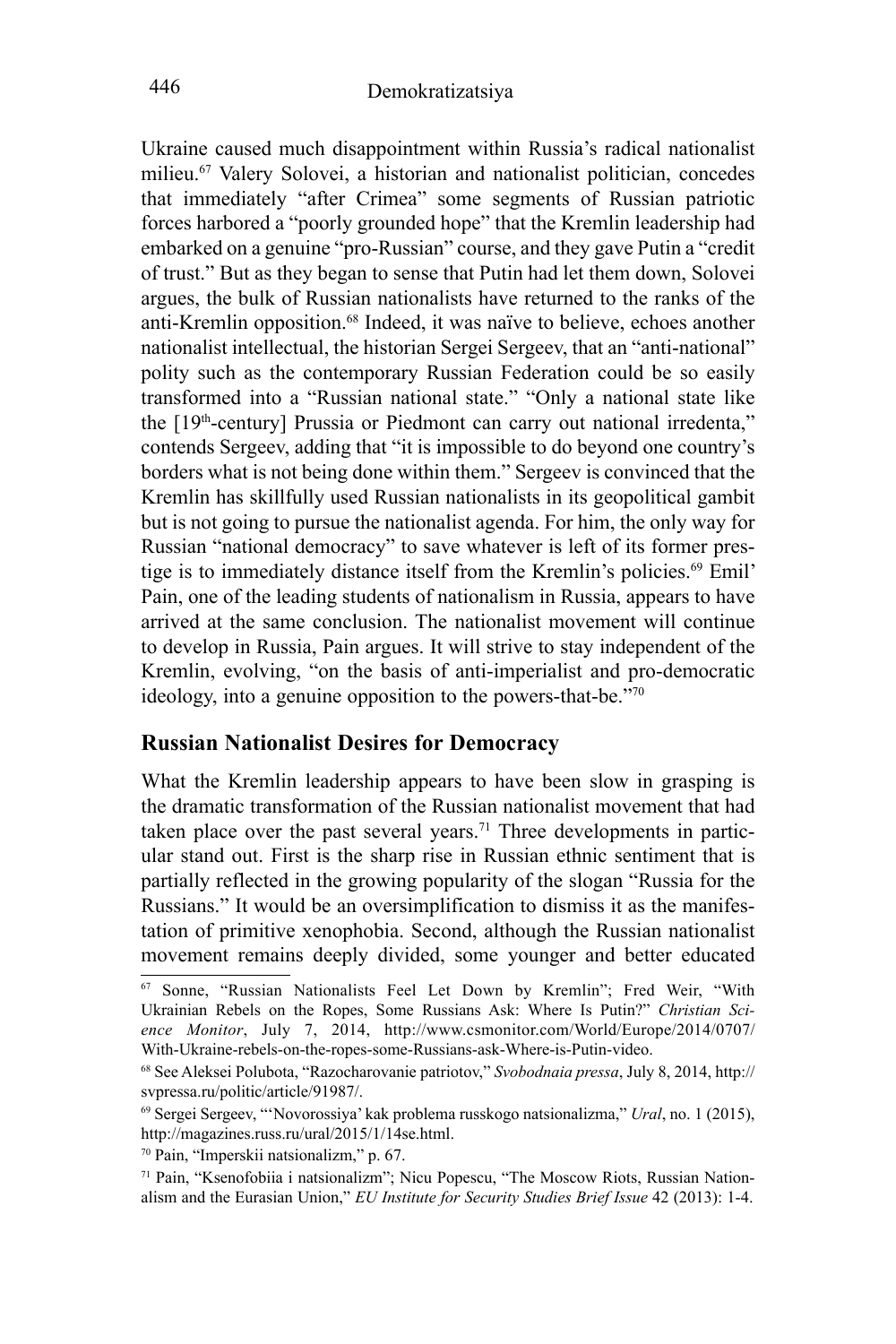Ukraine caused much disappointment within Russia's radical nationalist milieu.[67] Valery Solovei, a historian and nationalist politician, concedes that immediately "after Crimea" some segments of Russian patriotic forces harbored a "poorly grounded hope" that the Kremlin leadership had embarked on a genuine "pro-Russian" course, and they gave Putin a "credit of trust." But as they began to sense that Putin had let them down, Solovei argues, the bulk of Russian nationalists have returned to the ranks of the anti-Kremlin opposition.[68] Indeed, it was naïve to believe, echoes another nationalist intellectual, the historian Sergei Sergeev, that an "anti-national" polity such as the contemporary Russian Federation could be so easily transformed into a "Russian national state." "Only a national state like the [19th-century] Prussia or Piedmont can carry out national irredenta," contends Sergeev, adding that "it is impossible to do beyond one country's borders what is not being done within them." Sergeev is convinced that the Kremlin has skillfully used Russian nationalists in its geopolitical gambit but is not going to pursue the nationalist agenda. For him, the only way for Russian "national democracy" to save whatever is left of its former prestige is to immediately distance itself from the Kremlin's policies.[69] Emil' Pain, one of the leading students of nationalism in Russia, appears to have arrived at the same conclusion. The nationalist movement will continue to develop in Russia, Pain argues. It will strive to stay independent of the Kremlin, evolving, "on the basis of anti-imperialist and pro-democratic ideology, into a genuine opposition to the powers-that-be."[70]

## Russian Nationalist Desires for Democracy

What the Kremlin leadership appears to have been slow in grasping is the dramatic transformation of the Russian nationalist movement that had taken place over the past several years.[71] Three developments in particular stand out. First is the sharp rise in Russian ethnic sentiment that is partially reflected in the growing popularity of the slogan "Russia for the Russians." It would be an oversimplification to dismiss it as the manifestation of primitive xenophobia. Second, although the Russian nationalist movement remains deeply divided, some younger and better educated

---

[67] Sonne, "Russian Nationalists Feel Let Down by Kremlin"; Fred Weir, "With Ukrainian Rebels on the Ropes, Some Russians Ask: Where Is Putin?" *Christian Science Monitor*, July 7, 2014, http://www.csmonitor.com/World/Europe/2014/0707/With-Ukraine-rebels-on-the-ropes-some-Russians-ask-Where-is-Putin-video.

[68] See Aleksei Polubota, "Razocharovanie patriotov," *Svobodnaia pressa*, July 8, 2014, http://svpressa.ru/politic/article/91987/.

[69] Sergei Sergeev, "'Novorossiya' kak problema russkogo natsionalizma," *Ural*, no. 1 (2015), http://magazines.russ.ru/ural/2015/1/14se.html.

[70] Pain, "Imperskii natsionalizm," p. 67.

[71] Pain, "Ksenofobiia i natsionalizm"; Nicu Popescu, "The Moscow Riots, Russian Nationalism and the Eurasian Union," *EU Institute for Security Studies Brief Issue* 42 (2013): 1-4.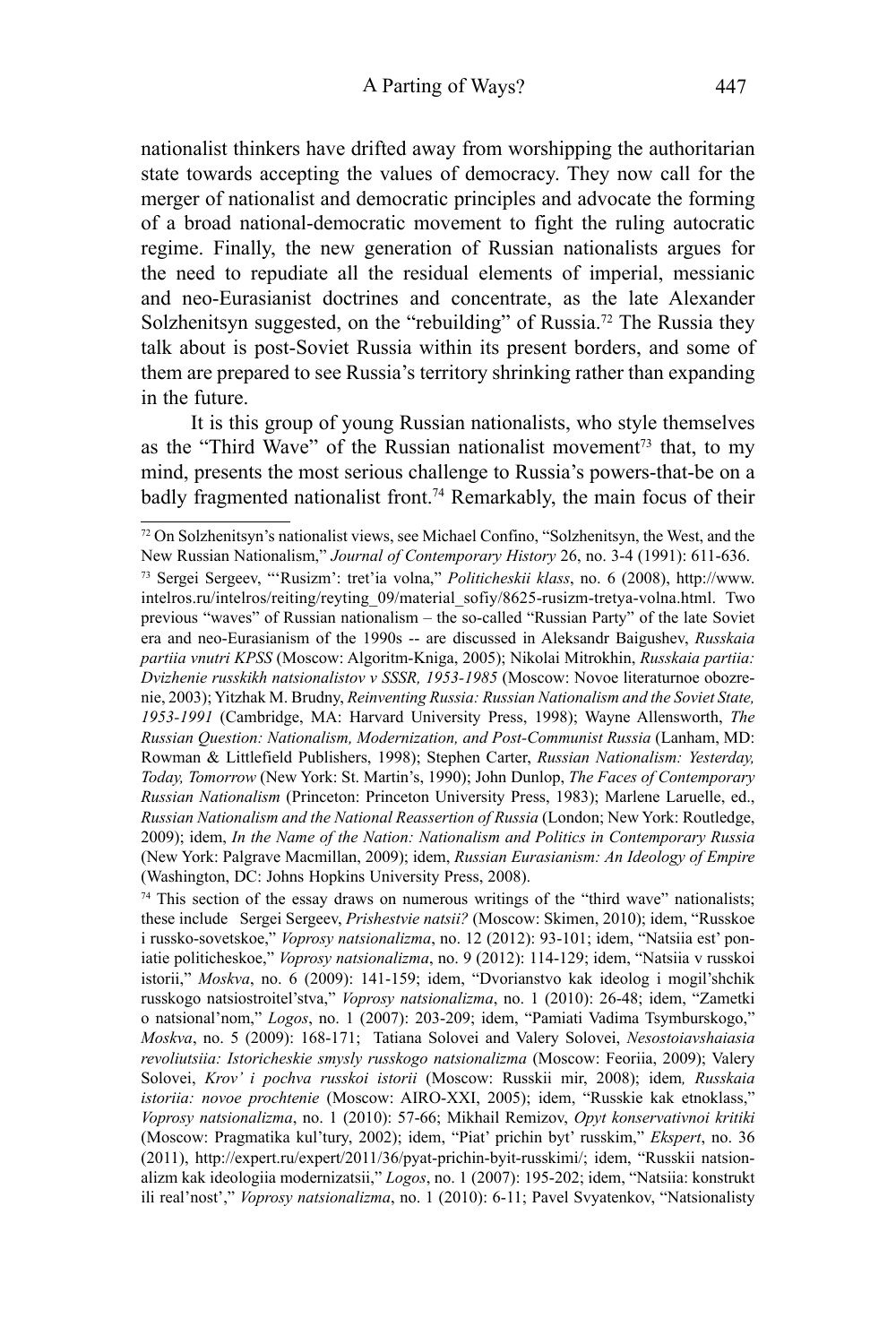nationalist thinkers have drifted away from worshipping the authoritarian state towards accepting the values of democracy. They now call for the merger of nationalist and democratic principles and advocate the forming of a broad national-democratic movement to fight the ruling autocratic regime. Finally, the new generation of Russian nationalists argues for the need to repudiate all the residual elements of imperial, messianic and neo-Eurasianist doctrines and concentrate, as the late Alexander Solzhenitsyn suggested, on the "rebuilding" of Russia.[72] The Russia they talk about is post-Soviet Russia within its present borders, and some of them are prepared to see Russia's territory shrinking rather than expanding in the future.

It is this group of young Russian nationalists, who style themselves as the "Third Wave" of the Russian nationalist movement[73] that, to my mind, presents the most serious challenge to Russia's powers-that-be on a badly fragmented nationalist front.[74] Remarkably, the main focus of their

---

[72] On Solzhenitsyn's nationalist views, see Michael Confino, "Solzhenitsyn, the West, and the New Russian Nationalism," *Journal of Contemporary History* 26, no. 3-4 (1991): 611-636.

[73] Sergei Sergeev, "'Rusizm': tret'ia volna," *Politicheskii klass*, no. 6 (2008), http://www.intelros.ru/intelros/reiting/reyting_09/material_sofiy/8625-rusizm-tretya-volna.html. Two previous "waves" of Russian nationalism – the so-called "Russian Party" of the late Soviet era and neo-Eurasianism of the 1990s -- are discussed in Aleksandr Baigushev, *Russkaia partiia vnutri KPSS* (Moscow: Algoritm-Kniga, 2005); Nikolai Mitrokhin, *Russkaia partiia: Dvizhenie russkikh natsionalistov v SSSR, 1953-1985* (Moscow: Novoe literaturnoe obozrenie, 2003); Yitzhak M. Brudny, *Reinventing Russia: Russian Nationalism and the Soviet State, 1953-1991* (Cambridge, MA: Harvard University Press, 1998); Wayne Allensworth, *The Russian Question: Nationalism, Modernization, and Post-Communist Russia* (Lanham, MD: Rowman & Littlefield Publishers, 1998); Stephen Carter, *Russian Nationalism: Yesterday, Today, Tomorrow* (New York: St. Martin's, 1990); John Dunlop, *The Faces of Contemporary Russian Nationalism* (Princeton: Princeton University Press, 1983); Marlene Laruelle, ed., *Russian Nationalism and the National Reassertion of Russia* (London; New York: Routledge, 2009); idem, *In the Name of the Nation: Nationalism and Politics in Contemporary Russia* (New York: Palgrave Macmillan, 2009); idem, *Russian Eurasianism: An Ideology of Empire* (Washington, DC: Johns Hopkins University Press, 2008).

[74] This section of the essay draws on numerous writings of the "third wave" nationalists; these include Sergei Sergeev, *Prishestvie natsii?* (Moscow: Skimen, 2010); idem, "Russkoe i russko-sovetskoe," *Voprosy natsionalizma*, no. 12 (2012): 93-101; idem, "Natsiia est' poniatie politicheskoe," *Voprosy natsionalizma*, no. 9 (2012): 114-129; idem, "Natsiia v russkoi istorii," *Moskva*, no. 6 (2009): 141-159; idem, "Dvorianstvo kak ideolog i mogil'shchik russkogo natsiostroitel'stva," *Voprosy natsionalizma*, no. 1 (2010): 26-48; idem, "Zametki o natsional'nom," *Logos*, no. 1 (2007): 203-209; idem, "Pamiati Vadima Tsymburskogo," *Moskva*, no. 5 (2009): 168-171; Tatiana Solovei and Valery Solovei, *Nesostoiavshaiasia revoliutsiia: Istoricheskie smysly russkogo natsionalizma* (Moscow: Feoriia, 2009); Valery Solovei, *Krov' i pochva russkoi istorii* (Moscow: Russkii mir, 2008); idem*, Russkaia istoriia: novoe prochtenie* (Moscow: AIRO-XXI, 2005); idem, "Russkie kak etnoklass," *Voprosy natsionalizma*, no. 1 (2010): 57-66; Mikhail Remizov, *Opyt konservativnoi kritiki* (Moscow: Pragmatika kul'tury, 2002); idem, "Piat' prichin byt' russkim," *Ekspert*, no. 36 (2011), http://expert.ru/expert/2011/36/pyat-prichin-byit-russkimi/; idem, "Russkii natsionalizm kak ideologiia modernizatsii," *Logos*, no. 1 (2007): 195-202; idem, "Natsiia: konstrukt ili real'nost'," *Voprosy natsionalizma*, no. 1 (2010): 6-11; Pavel Svyatenkov, "Natsionalisty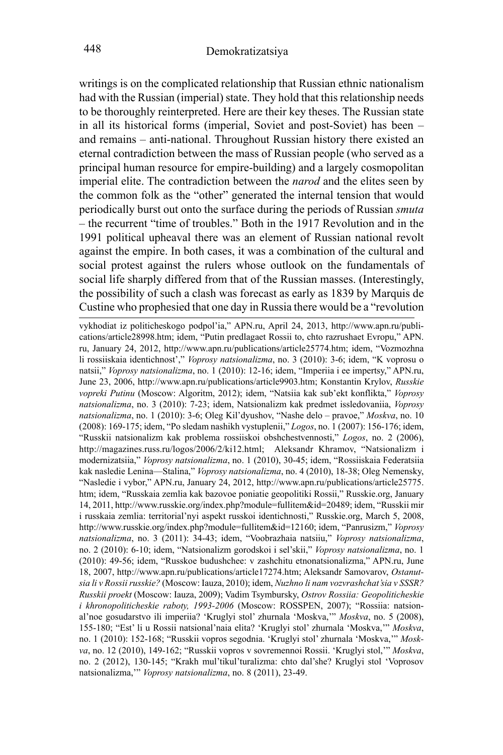writings is on the complicated relationship that Russian ethnic nationalism had with the Russian (imperial) state. They hold that this relationship needs to be thoroughly reinterpreted. Here are their key theses. The Russian state in all its historical forms (imperial, Soviet and post-Soviet) has been – and remains – anti-national. Throughout Russian history there existed an eternal contradiction between the mass of Russian people (who served as a principal human resource for empire-building) and a largely cosmopolitan imperial elite. The contradiction between the *narod* and the elites seen by the common folk as the "other" generated the internal tension that would periodically burst out onto the surface during the periods of Russian *smuta* – the recurrent "time of troubles." Both in the 1917 Revolution and in the 1991 political upheaval there was an element of Russian national revolt against the empire. In both cases, it was a combination of the cultural and social protest against the rulers whose outlook on the fundamentals of social life sharply differed from that of the Russian masses. (Interestingly, the possibility of such a clash was forecast as early as 1839 by Marquis de Custine who prophesied that one day in Russia there would be a "revolution

---

vykhodiat iz politicheskogo podpol'ia," APN.ru, April 24, 2013, http://www.apn.ru/publications/article28998.htm; idem, "Putin predlagaet Rossii to, chto razrushaet Evropu," APN.ru, January 24, 2012, http://www.apn.ru/publications/article25774.htm; idem, "Vozmozhna li rossiiskaia identichnost'," *Voprosy natsionalizma*, no. 3 (2010): 3-6; idem, "K voprosu o natsii," *Voprosy natsionalizma*, no. 1 (2010): 12-16; idem, "Imperiia i ee impertsy," APN.ru, June 23, 2006, http://www.apn.ru/publications/article9903.htm; Konstantin Krylov, *Russkie vopreki Putinu* (Moscow: Algoritm, 2012); idem, "Natsiia kak sub'ekt konflikta," *Voprosy natsionalizma*, no. 3 (2010): 7-23; idem, Natsionalizm kak predmet issledovaniia, *Voprosy natsionalizma*, no. 1 (2010): 3-6; Oleg Kil'dyushov, "Nashe delo – pravoe," *Moskva*, no. 10 (2008): 169-175; idem, "Po sledam nashikh vystuplenii," *Logos*, no. 1 (2007): 156-176; idem, "Russkii natsionalizm kak problema rossiiskoi obshchestvennosti," *Logos*, no. 2 (2006), http://magazines.russ.ru/logos/2006/2/ki12.html; Aleksandr Khramov, "Natsionalizm i modernizatsiia," *Voprosy natsionalizma*, no. 1 (2010), 30-45; idem, "Rossiiskaia Federatsiia kak nasledie Lenina—Stalina," *Voprosy natsionalizma*, no. 4 (2010), 18-38; Oleg Nemensky, "Nasledie i vybor," APN.ru, January 24, 2012, http://www.apn.ru/publications/article25775.htm; idem, "Russkaia zemlia kak bazovoe poniatie geopolitiki Rossii," Russkie.org, January 14, 2011, http://www.russkie.org/index.php?module=fullitem&id=20489; idem, "Russkii mir i russkaia zemlia: territorial'nyi aspekt russkoi identichnosti," Russkie.org, March 5, 2008, http://www.russkie.org/index.php?module=fullitem&id=12160; idem, "Panrusizm," *Voprosy natsionalizma*, no. 3 (2011): 34-43; idem, "Voobrazhaia natsiiu," *Voprosy natsionalizma*, no. 2 (2010): 6-10; idem, "Natsionalizm gorodskoi i sel'skii," *Voprosy natsionalizma*, no. 1 (2010): 49-56; idem, "Russkoe budushchee: v zashchitu etnonatsionalizma," APN.ru, June 18, 2007, http://www.apn.ru/publications/article17274.htm; Aleksandr Samovarov, *Ostanutsia li v Rossii russkie?* (Moscow: Iauza, 2010); idem, *Nuzhno li nam vozvrashchat'sia v SSSR? Russkii proekt* (Moscow: Iauza, 2009); Vadim Tsymbursky, *Ostrov Rossiia: Geopoliticheskie i khronopoliticheskie raboty, 1993-2006* (Moscow: ROSSPEN, 2007); "Rossiia: natsional'noe gosudarstvo ili imperiia? 'Kruglyi stol' zhurnala 'Moskva,'" *Moskva*, no. 5 (2008), 155-180; "Est' li u Rossii natsional'naia elita? 'Kruglyi stol' zhurnala 'Moskva,'" *Moskva*, no. 1 (2010): 152-168; "Russkii vopros segodnia. 'Kruglyi stol' zhurnala 'Moskva,'" *Moskva*, no. 12 (2010), 149-162; "Russkii vopros v sovremennoi Rossii. 'Kruglyi stol,'" *Moskva*, no. 2 (2012), 130-145; "Krakh mul'tikul'turalizma: chto dal'she? Kruglyi stol 'Voprosov natsionalizma,'" *Voprosy natsionalizma*, no. 8 (2011), 23-49.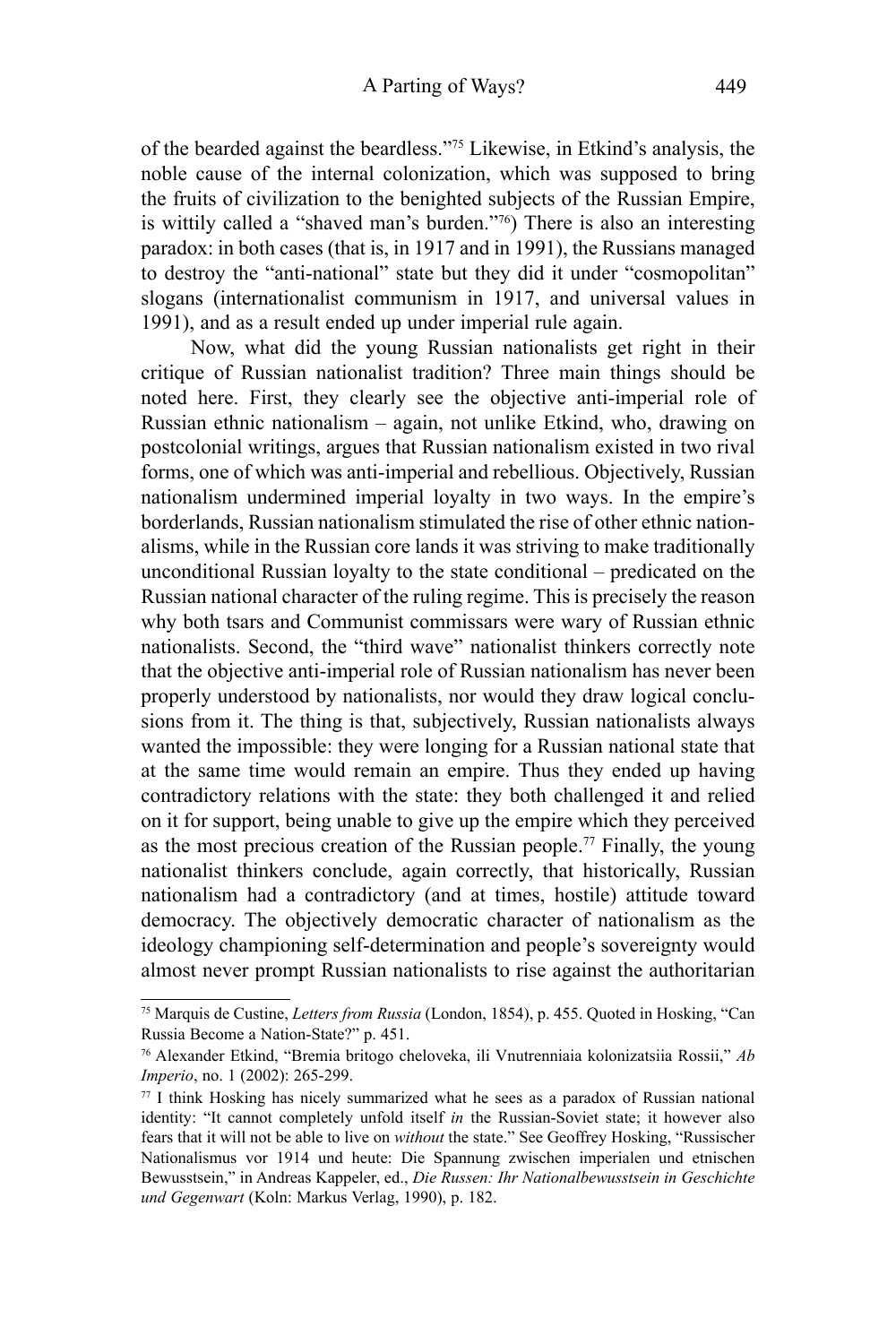of the bearded against the beardless."[75] Likewise, in Etkind's analysis, the noble cause of the internal colonization, which was supposed to bring the fruits of civilization to the benighted subjects of the Russian Empire, is wittily called a "shaved man's burden."[76]) There is also an interesting paradox: in both cases (that is, in 1917 and in 1991), the Russians managed to destroy the "anti-national" state but they did it under "cosmopolitan" slogans (internationalist communism in 1917, and universal values in 1991), and as a result ended up under imperial rule again.

Now, what did the young Russian nationalists get right in their critique of Russian nationalist tradition? Three main things should be noted here. First, they clearly see the objective anti-imperial role of Russian ethnic nationalism – again, not unlike Etkind, who, drawing on postcolonial writings, argues that Russian nationalism existed in two rival forms, one of which was anti-imperial and rebellious. Objectively, Russian nationalism undermined imperial loyalty in two ways. In the empire's borderlands, Russian nationalism stimulated the rise of other ethnic nationalisms, while in the Russian core lands it was striving to make traditionally unconditional Russian loyalty to the state conditional – predicated on the Russian national character of the ruling regime. This is precisely the reason why both tsars and Communist commissars were wary of Russian ethnic nationalists. Second, the "third wave" nationalist thinkers correctly note that the objective anti-imperial role of Russian nationalism has never been properly understood by nationalists, nor would they draw logical conclusions from it. The thing is that, subjectively, Russian nationalists always wanted the impossible: they were longing for a Russian national state that at the same time would remain an empire. Thus they ended up having contradictory relations with the state: they both challenged it and relied on it for support, being unable to give up the empire which they perceived as the most precious creation of the Russian people.[77] Finally, the young nationalist thinkers conclude, again correctly, that historically, Russian nationalism had a contradictory (and at times, hostile) attitude toward democracy. The objectively democratic character of nationalism as the ideology championing self-determination and people's sovereignty would almost never prompt Russian nationalists to rise against the authoritarian

---

[75] Marquis de Custine, *Letters from Russia* (London, 1854), p. 455. Quoted in Hosking, "Can Russia Become a Nation-State?" p. 451.

[76] Alexander Etkind, "Bremia britogo cheloveka, ili Vnutrenniaia kolonizatsiia Rossii," *Ab Imperio*, no. 1 (2002): 265-299.

[77] I think Hosking has nicely summarized what he sees as a paradox of Russian national identity: "It cannot completely unfold itself *in* the Russian-Soviet state; it however also fears that it will not be able to live on *without* the state." See Geoffrey Hosking, "Russischer Nationalismus vor 1914 und heute: Die Spannung zwischen imperialen und etnischen Bewusstsein," in Andreas Kappeler, ed., *Die Russen: Ihr Nationalbewusstsein in Geschichte und Gegenwart* (Koln: Markus Verlag, 1990), p. 182.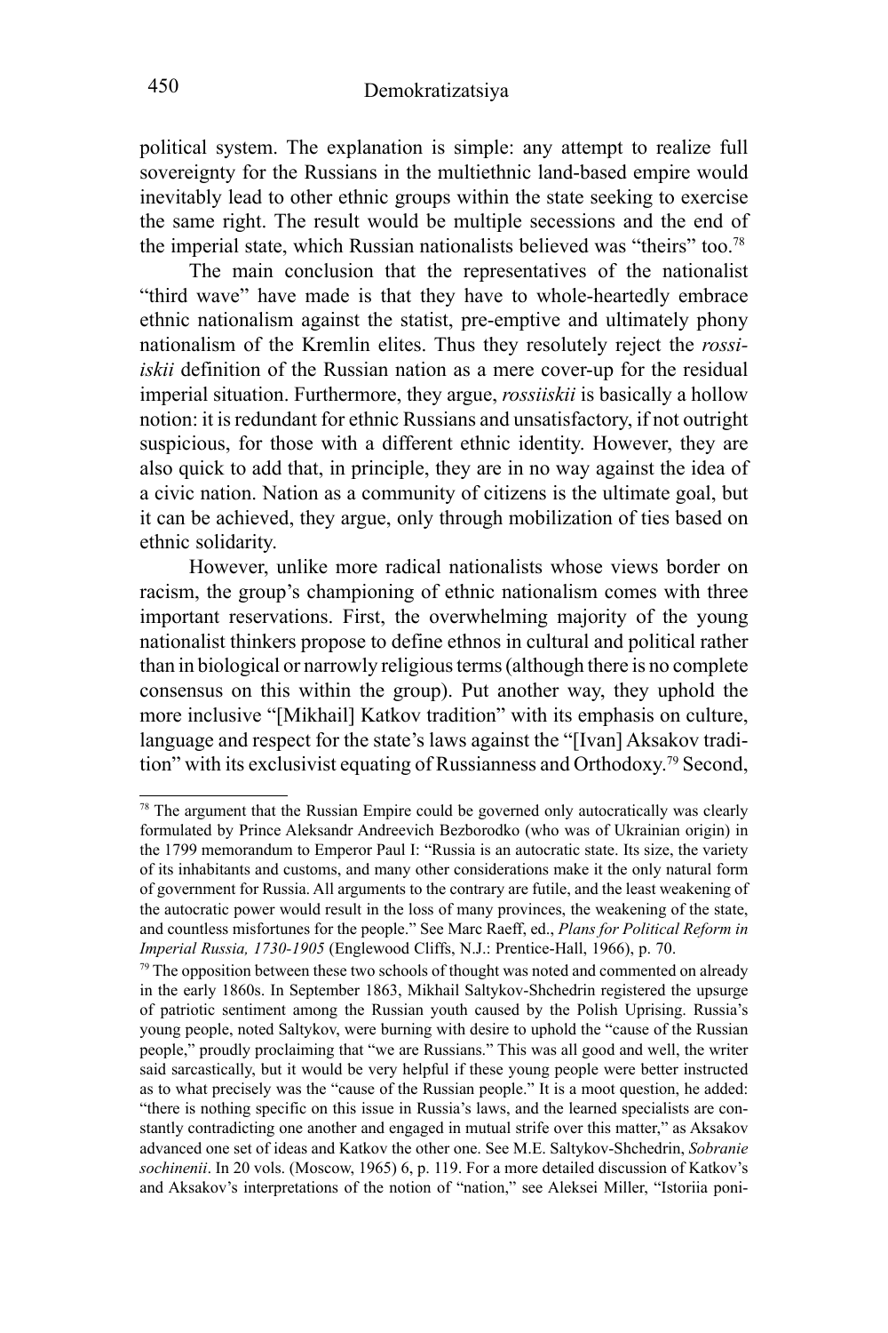political system. The explanation is simple: any attempt to realize full sovereignty for the Russians in the multiethnic land-based empire would inevitably lead to other ethnic groups within the state seeking to exercise the same right. The result would be multiple secessions and the end of the imperial state, which Russian nationalists believed was "theirs" too.[78]

The main conclusion that the representatives of the nationalist "third wave" have made is that they have to whole-heartedly embrace ethnic nationalism against the statist, pre-emptive and ultimately phony nationalism of the Kremlin elites. Thus they resolutely reject the *rossiiskii* definition of the Russian nation as a mere cover-up for the residual imperial situation. Furthermore, they argue, *rossiiskii* is basically a hollow notion: it is redundant for ethnic Russians and unsatisfactory, if not outright suspicious, for those with a different ethnic identity. However, they are also quick to add that, in principle, they are in no way against the idea of a civic nation. Nation as a community of citizens is the ultimate goal, but it can be achieved, they argue, only through mobilization of ties based on ethnic solidarity.

However, unlike more radical nationalists whose views border on racism, the group's championing of ethnic nationalism comes with three important reservations. First, the overwhelming majority of the young nationalist thinkers propose to define ethnos in cultural and political rather than in biological or narrowly religious terms (although there is no complete consensus on this within the group). Put another way, they uphold the more inclusive "[Mikhail] Katkov tradition" with its emphasis on culture, language and respect for the state's laws against the "[Ivan] Aksakov tradition" with its exclusivist equating of Russianness and Orthodoxy.[79] Second,

---

[78] The argument that the Russian Empire could be governed only autocratically was clearly formulated by Prince Aleksandr Andreevich Bezborodko (who was of Ukrainian origin) in the 1799 memorandum to Emperor Paul I: "Russia is an autocratic state. Its size, the variety of its inhabitants and customs, and many other considerations make it the only natural form of government for Russia. All arguments to the contrary are futile, and the least weakening of the autocratic power would result in the loss of many provinces, the weakening of the state, and countless misfortunes for the people." See Marc Raeff, ed., *Plans for Political Reform in Imperial Russia, 1730-1905* (Englewood Cliffs, N.J.: Prentice-Hall, 1966), p. 70.

[79] The opposition between these two schools of thought was noted and commented on already in the early 1860s. In September 1863, Mikhail Saltykov-Shchedrin registered the upsurge of patriotic sentiment among the Russian youth caused by the Polish Uprising. Russia's young people, noted Saltykov, were burning with desire to uphold the "cause of the Russian people," proudly proclaiming that "we are Russians." This was all good and well, the writer said sarcastically, but it would be very helpful if these young people were better instructed as to what precisely was the "cause of the Russian people." It is a moot question, he added: "there is nothing specific on this issue in Russia's laws, and the learned specialists are constantly contradicting one another and engaged in mutual strife over this matter," as Aksakov advanced one set of ideas and Katkov the other one. See M.E. Saltykov-Shchedrin, *Sobranie sochinenii*. In 20 vols. (Moscow, 1965) 6, p. 119. For a more detailed discussion of Katkov's and Aksakov's interpretations of the notion of "nation," see Aleksei Miller, "Istoriia poni-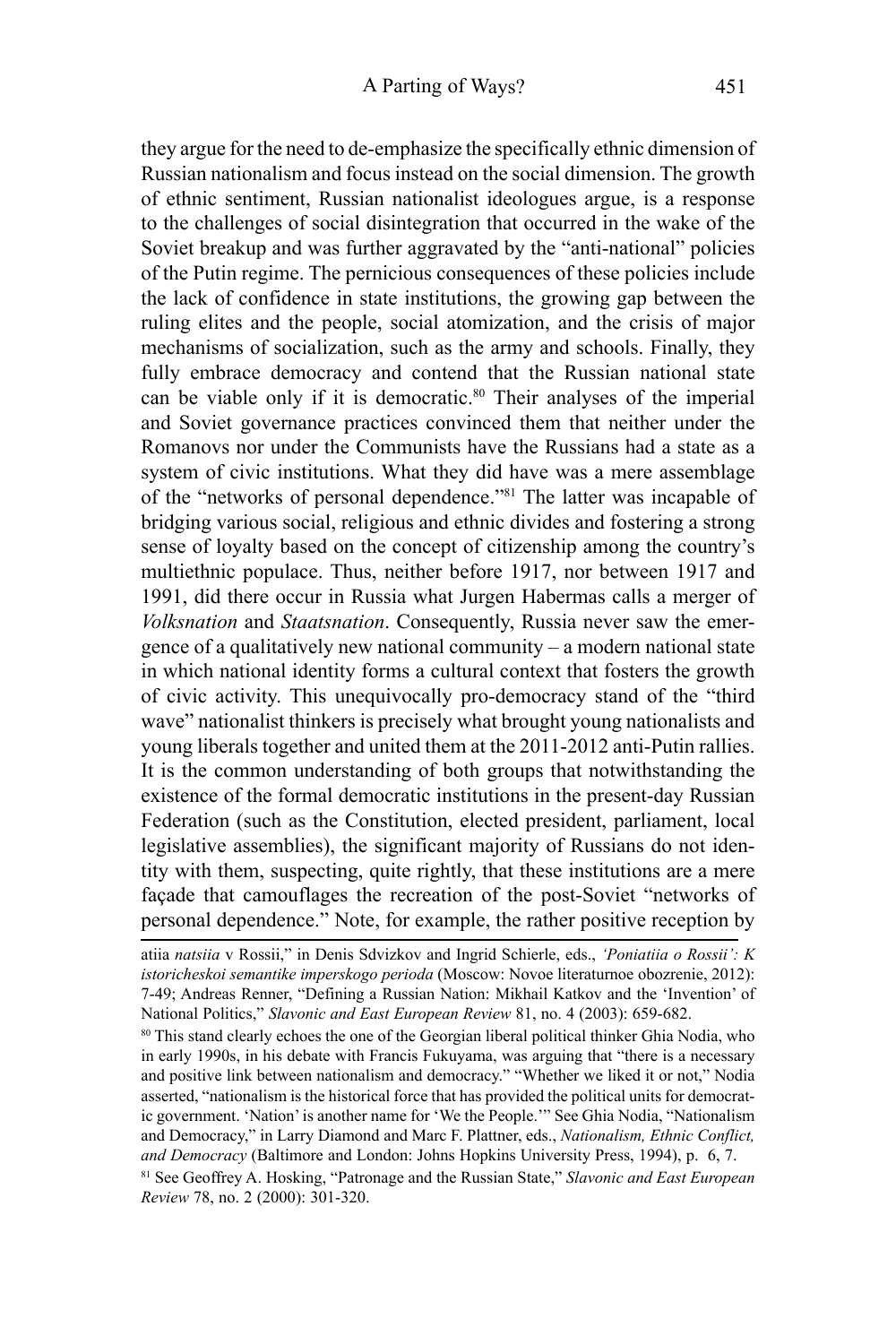they argue for the need to de-emphasize the specifically ethnic dimension of Russian nationalism and focus instead on the social dimension. The growth of ethnic sentiment, Russian nationalist ideologues argue, is a response to the challenges of social disintegration that occurred in the wake of the Soviet breakup and was further aggravated by the "anti-national" policies of the Putin regime. The pernicious consequences of these policies include the lack of confidence in state institutions, the growing gap between the ruling elites and the people, social atomization, and the crisis of major mechanisms of socialization, such as the army and schools. Finally, they fully embrace democracy and contend that the Russian national state can be viable only if it is democratic.[80] Their analyses of the imperial and Soviet governance practices convinced them that neither under the Romanovs nor under the Communists have the Russians had a state as a system of civic institutions. What they did have was a mere assemblage of the "networks of personal dependence."[81] The latter was incapable of bridging various social, religious and ethnic divides and fostering a strong sense of loyalty based on the concept of citizenship among the country's multiethnic populace. Thus, neither before 1917, nor between 1917 and 1991, did there occur in Russia what Jurgen Habermas calls a merger of *Volksnation* and *Staatsnation*. Consequently, Russia never saw the emergence of a qualitatively new national community – a modern national state in which national identity forms a cultural context that fosters the growth of civic activity. This unequivocally pro-democracy stand of the "third wave" nationalist thinkers is precisely what brought young nationalists and young liberals together and united them at the 2011-2012 anti-Putin rallies. It is the common understanding of both groups that notwithstanding the existence of the formal democratic institutions in the present-day Russian Federation (such as the Constitution, elected president, parliament, local legislative assemblies), the significant majority of Russians do not identity with them, suspecting, quite rightly, that these institutions are a mere façade that camouflages the recreation of the post-Soviet "networks of personal dependence." Note, for example, the rather positive reception by

---

atiia *natsiia* v Rossii," in Denis Sdvizkov and Ingrid Schierle, eds., *'Poniatiia o Rossii': K istoricheskoi semantike imperskogo perioda* (Moscow: Novoe literaturnoe obozrenie, 2012): 7-49; Andreas Renner, "Defining a Russian Nation: Mikhail Katkov and the 'Invention' of National Politics," *Slavonic and East European Review* 81, no. 4 (2003): 659-682.

[80] This stand clearly echoes the one of the Georgian liberal political thinker Ghia Nodia, who in early 1990s, in his debate with Francis Fukuyama, was arguing that "there is a necessary and positive link between nationalism and democracy." "Whether we liked it or not," Nodia asserted, "nationalism is the historical force that has provided the political units for democratic government. 'Nation' is another name for 'We the People.'" See Ghia Nodia, "Nationalism and Democracy," in Larry Diamond and Marc F. Plattner, eds., *Nationalism, Ethnic Conflict, and Democracy* (Baltimore and London: Johns Hopkins University Press, 1994), p. 6, 7.

[81] See Geoffrey A. Hosking, "Patronage and the Russian State," *Slavonic and East European Review* 78, no. 2 (2000): 301-320.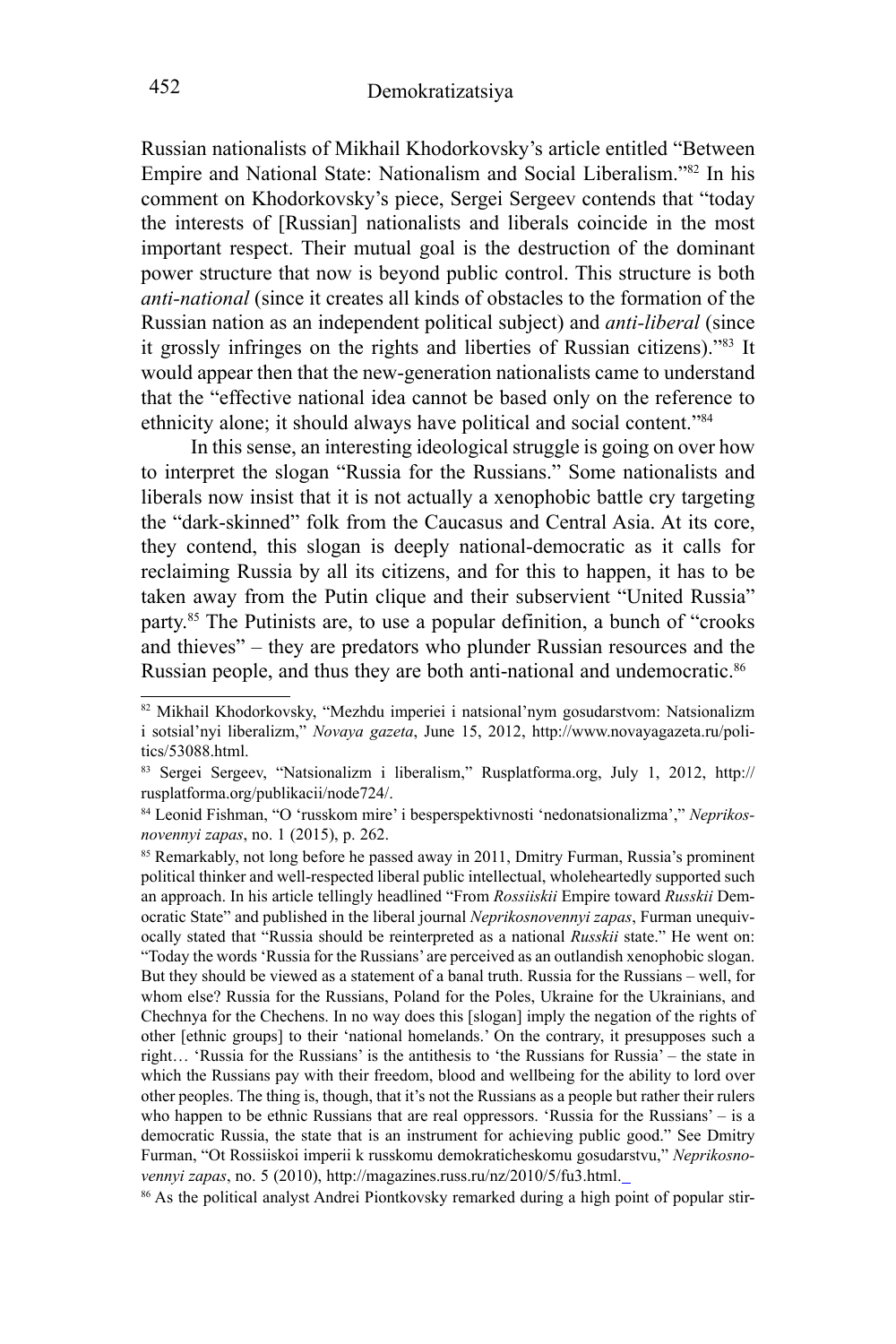Russian nationalists of Mikhail Khodorkovsky's article entitled "Between Empire and National State: Nationalism and Social Liberalism."[82] In his comment on Khodorkovsky's piece, Sergei Sergeev contends that "today the interests of [Russian] nationalists and liberals coincide in the most important respect. Their mutual goal is the destruction of the dominant power structure that now is beyond public control. This structure is both *anti-national* (since it creates all kinds of obstacles to the formation of the Russian nation as an independent political subject) and *anti-liberal* (since it grossly infringes on the rights and liberties of Russian citizens)."[83] It would appear then that the new-generation nationalists came to understand that the "effective national idea cannot be based only on the reference to ethnicity alone; it should always have political and social content."[84]

In this sense, an interesting ideological struggle is going on over how to interpret the slogan "Russia for the Russians." Some nationalists and liberals now insist that it is not actually a xenophobic battle cry targeting the "dark-skinned" folk from the Caucasus and Central Asia. At its core, they contend, this slogan is deeply national-democratic as it calls for reclaiming Russia by all its citizens, and for this to happen, it has to be taken away from the Putin clique and their subservient "United Russia" party.[85] The Putinists are, to use a popular definition, a bunch of "crooks and thieves" – they are predators who plunder Russian resources and the Russian people, and thus they are both anti-national and undemocratic.[86]

---

[82] Mikhail Khodorkovsky, "Mezhdu imperiei i natsional'nym gosudarstvom: Natsionalizm i sotsial'nyi liberalizm," *Novaya gazeta*, June 15, 2012, http://www.novayagazeta.ru/politics/53088.html.

[83] Sergei Sergeev, "Natsionalizm i liberalism," Rusplatforma.org, July 1, 2012, http://rusplatforma.org/publikacii/node724/.

[84] Leonid Fishman, "O 'russkom mire' i besperspektivnosti 'nedonatsionalizma'," *Neprikosnovennyi zapas*, no. 1 (2015), p. 262.

[85] Remarkably, not long before he passed away in 2011, Dmitry Furman, Russia's prominent political thinker and well-respected liberal public intellectual, wholeheartedly supported such an approach. In his article tellingly headlined "From *Rossiiskii* Empire toward *Russkii* Democratic State" and published in the liberal journal *Neprikosnovennyi zapas*, Furman unequivocally stated that "Russia should be reinterpreted as a national *Russkii* state." He went on: "Today the words 'Russia for the Russians' are perceived as an outlandish xenophobic slogan. But they should be viewed as a statement of a banal truth. Russia for the Russians – well, for whom else? Russia for the Russians, Poland for the Poles, Ukraine for the Ukrainians, and Chechnya for the Chechens. In no way does this [slogan] imply the negation of the rights of other [ethnic groups] to their 'national homelands.' On the contrary, it presupposes such a right… 'Russia for the Russians' is the antithesis to 'the Russians for Russia' – the state in which the Russians pay with their freedom, blood and wellbeing for the ability to lord over other peoples. The thing is, though, that it's not the Russians as a people but rather their rulers who happen to be ethnic Russians that are real oppressors. 'Russia for the Russians' – is a democratic Russia, the state that is an instrument for achieving public good." See Dmitry Furman, "Ot Rossiiskoi imperii k russkomu demokraticheskomu gosudarstvu," *Neprikosnovennyi zapas*, no. 5 (2010), http://magazines.russ.ru/nz/2010/5/fu3.html.

[86] As the political analyst Andrei Piontkovsky remarked during a high point of popular stir-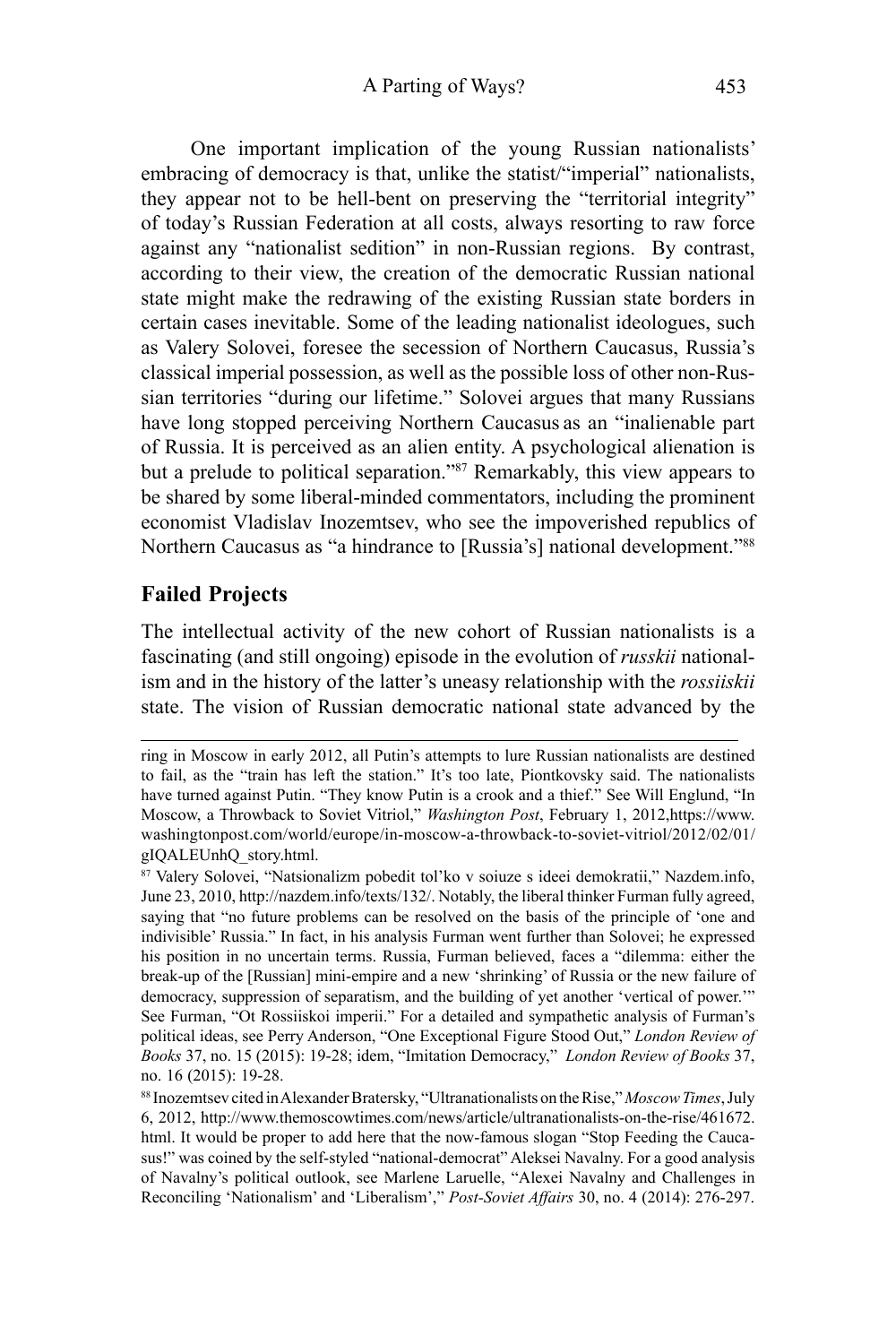One important implication of the young Russian nationalists' embracing of democracy is that, unlike the statist/"imperial" nationalists, they appear not to be hell-bent on preserving the "territorial integrity" of today's Russian Federation at all costs, always resorting to raw force against any "nationalist sedition" in non-Russian regions. By contrast, according to their view, the creation of the democratic Russian national state might make the redrawing of the existing Russian state borders in certain cases inevitable. Some of the leading nationalist ideologues, such as Valery Solovei, foresee the secession of Northern Caucasus, Russia's classical imperial possession, as well as the possible loss of other non-Russian territories "during our lifetime." Solovei argues that many Russians have long stopped perceiving Northern Caucasus as an "inalienable part of Russia. It is perceived as an alien entity. A psychological alienation is but a prelude to political separation."[87] Remarkably, this view appears to be shared by some liberal-minded commentators, including the prominent economist Vladislav Inozemtsev, who see the impoverished republics of Northern Caucasus as "a hindrance to [Russia's] national development."[88]

## Failed Projects

The intellectual activity of the new cohort of Russian nationalists is a fascinating (and still ongoing) episode in the evolution of *russkii* nationalism and in the history of the latter's uneasy relationship with the *rossiiskii* state. The vision of Russian democratic national state advanced by the

---

ring in Moscow in early 2012, all Putin's attempts to lure Russian nationalists are destined to fail, as the "train has left the station." It's too late, Piontkovsky said. The nationalists have turned against Putin. "They know Putin is a crook and a thief." See Will Englund, "In Moscow, a Throwback to Soviet Vitriol," *Washington Post*, February 1, 2012,https://www.washingtonpost.com/world/europe/in-moscow-a-throwback-to-soviet-vitriol/2012/02/01/gIQALEUnhQ_story.html.

[87] Valery Solovei, "Natsionalizm pobedit tol'ko v soiuze s ideei demokratii," Nazdem.info, June 23, 2010, http://nazdem.info/texts/132/. Notably, the liberal thinker Furman fully agreed, saying that "no future problems can be resolved on the basis of the principle of 'one and indivisible' Russia." In fact, in his analysis Furman went further than Solovei; he expressed his position in no uncertain terms. Russia, Furman believed, faces a "dilemma: either the break-up of the [Russian] mini-empire and a new 'shrinking' of Russia or the new failure of democracy, suppression of separatism, and the building of yet another 'vertical of power.'" See Furman, "Ot Rossiiskoi imperii." For a detailed and sympathetic analysis of Furman's political ideas, see Perry Anderson, "One Exceptional Figure Stood Out," *London Review of Books* 37, no. 15 (2015): 19-28; idem, "Imitation Democracy," *London Review of Books* 37, no. 16 (2015): 19-28.

[88] Inozemtsev cited in Alexander Bratersky, "Ultranationalists on the Rise," *Moscow Times*, July 6, 2012, http://www.themoscowtimes.com/news/article/ultranationalists-on-the-rise/461672.html. It would be proper to add here that the now-famous slogan "Stop Feeding the Caucasus!" was coined by the self-styled "national-democrat" Aleksei Navalny. For a good analysis of Navalny's political outlook, see Marlene Laruelle, "Alexei Navalny and Challenges in Reconciling 'Nationalism' and 'Liberalism'," *Post-Soviet Affairs* 30, no. 4 (2014): 276-297.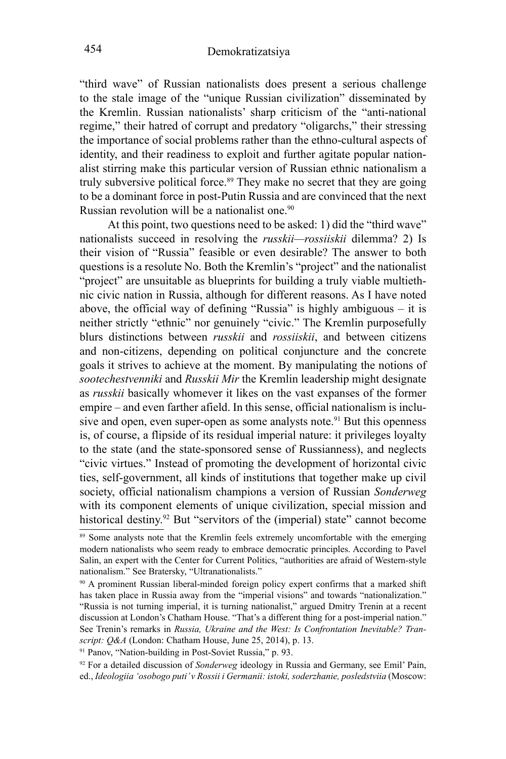"third wave" of Russian nationalists does present a serious challenge to the stale image of the "unique Russian civilization" disseminated by the Kremlin. Russian nationalists' sharp criticism of the "anti-national regime," their hatred of corrupt and predatory "oligarchs," their stressing the importance of social problems rather than the ethno-cultural aspects of identity, and their readiness to exploit and further agitate popular nationalist stirring make this particular version of Russian ethnic nationalism a truly subversive political force.[89] They make no secret that they are going to be a dominant force in post-Putin Russia and are convinced that the next Russian revolution will be a nationalist one.[90]

At this point, two questions need to be asked: 1) did the "third wave" nationalists succeed in resolving the *russkii—rossiiskii* dilemma? 2) Is their vision of "Russia" feasible or even desirable? The answer to both questions is a resolute No. Both the Kremlin's "project" and the nationalist "project" are unsuitable as blueprints for building a truly viable multiethnic civic nation in Russia, although for different reasons. As I have noted above, the official way of defining "Russia" is highly ambiguous – it is neither strictly "ethnic" nor genuinely "civic." The Kremlin purposefully blurs distinctions between *russkii* and *rossiiskii*, and between citizens and non-citizens, depending on political conjuncture and the concrete goals it strives to achieve at the moment. By manipulating the notions of *sootechestvenniki* and *Russkii Mir* the Kremlin leadership might designate as *russkii* basically whomever it likes on the vast expanses of the former empire – and even farther afield. In this sense, official nationalism is inclusive and open, even super-open as some analysts note.[91] But this openness is, of course, a flipside of its residual imperial nature: it privileges loyalty to the state (and the state-sponsored sense of Russianness), and neglects "civic virtues." Instead of promoting the development of horizontal civic ties, self-government, all kinds of institutions that together make up civil society, official nationalism champions a version of Russian *Sonderweg* with its component elements of unique civilization, special mission and historical destiny.[92] But "servitors of the (imperial) state" cannot become

---

[89] Some analysts note that the Kremlin feels extremely uncomfortable with the emerging modern nationalists who seem ready to embrace democratic principles. According to Pavel Salin, an expert with the Center for Current Politics, "authorities are afraid of Western-style nationalism." See Bratersky, "Ultranationalists."

[90] A prominent Russian liberal-minded foreign policy expert confirms that a marked shift has taken place in Russia away from the "imperial visions" and towards "nationalization." "Russia is not turning imperial, it is turning nationalist," argued Dmitry Trenin at a recent discussion at London's Chatham House. "That's a different thing for a post-imperial nation." See Trenin's remarks in *Russia, Ukraine and the West: Is Confrontation Inevitable? Transcript: Q&A* (London: Chatham House, June 25, 2014), p. 13.

[91] Panov, "Nation-building in Post-Soviet Russia," p. 93.

[92] For a detailed discussion of *Sonderweg* ideology in Russia and Germany, see Emil' Pain, ed., *Ideologiia 'osobogo puti' v Rossii i Germanii: istoki, soderzhanie, posledstviia* (Moscow: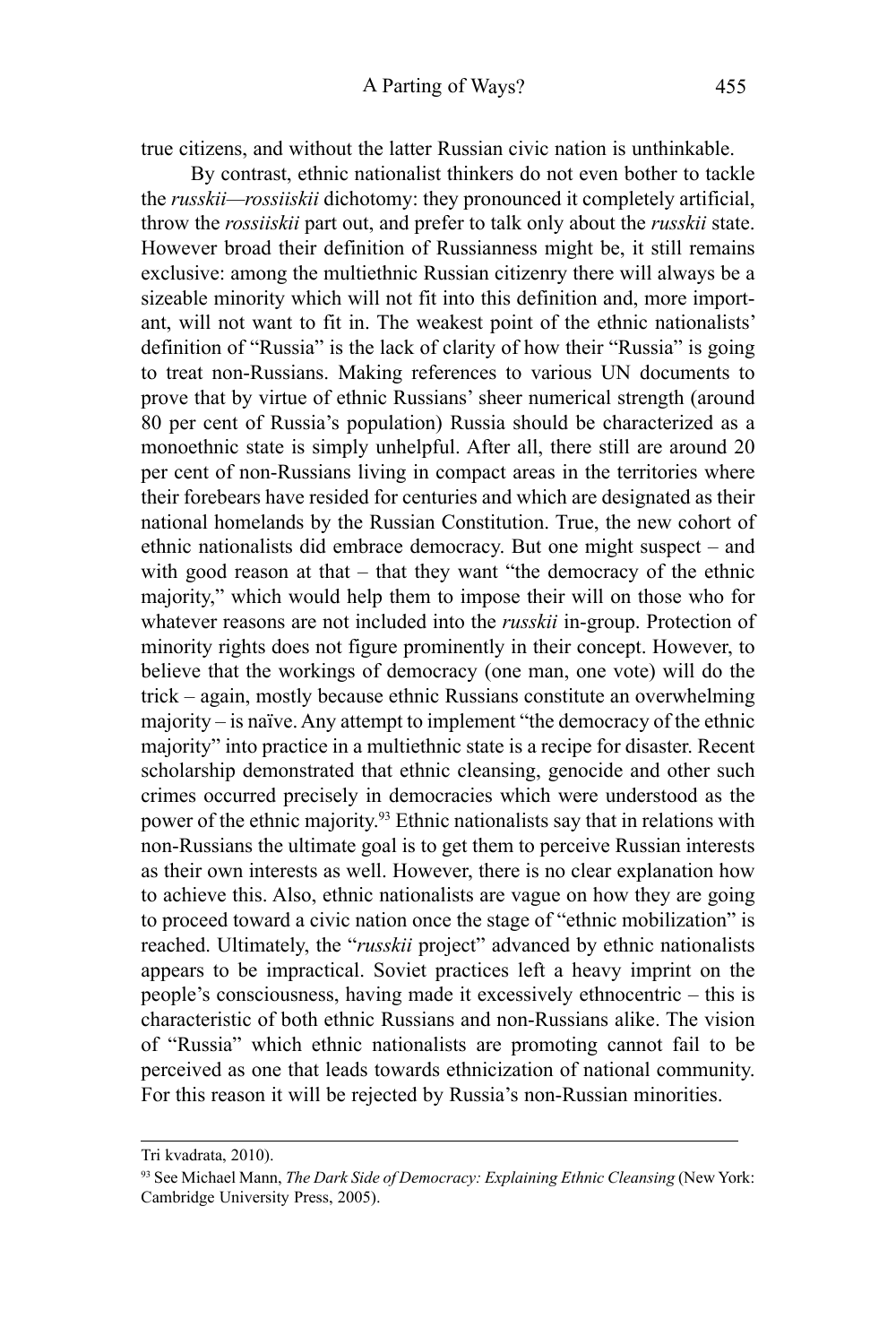true citizens, and without the latter Russian civic nation is unthinkable.

By contrast, ethnic nationalist thinkers do not even bother to tackle the *russkii—rossiiskii* dichotomy: they pronounced it completely artificial, throw the *rossiiskii* part out, and prefer to talk only about the *russkii* state. However broad their definition of Russianness might be, it still remains exclusive: among the multiethnic Russian citizenry there will always be a sizeable minority which will not fit into this definition and, more important, will not want to fit in. The weakest point of the ethnic nationalists' definition of "Russia" is the lack of clarity of how their "Russia" is going to treat non-Russians. Making references to various UN documents to prove that by virtue of ethnic Russians' sheer numerical strength (around 80 per cent of Russia's population) Russia should be characterized as a monoethnic state is simply unhelpful. After all, there still are around 20 per cent of non-Russians living in compact areas in the territories where their forebears have resided for centuries and which are designated as their national homelands by the Russian Constitution. True, the new cohort of ethnic nationalists did embrace democracy. But one might suspect – and with good reason at that – that they want "the democracy of the ethnic majority," which would help them to impose their will on those who for whatever reasons are not included into the *russkii* in-group. Protection of minority rights does not figure prominently in their concept. However, to believe that the workings of democracy (one man, one vote) will do the trick – again, mostly because ethnic Russians constitute an overwhelming majority – is naïve. Any attempt to implement "the democracy of the ethnic majority" into practice in a multiethnic state is a recipe for disaster. Recent scholarship demonstrated that ethnic cleansing, genocide and other such crimes occurred precisely in democracies which were understood as the power of the ethnic majority.[93] Ethnic nationalists say that in relations with non-Russians the ultimate goal is to get them to perceive Russian interests as their own interests as well. However, there is no clear explanation how to achieve this. Also, ethnic nationalists are vague on how they are going to proceed toward a civic nation once the stage of "ethnic mobilization" is reached. Ultimately, the "*russkii* project" advanced by ethnic nationalists appears to be impractical. Soviet practices left a heavy imprint on the people's consciousness, having made it excessively ethnocentric – this is characteristic of both ethnic Russians and non-Russians alike. The vision of "Russia" which ethnic nationalists are promoting cannot fail to be perceived as one that leads towards ethnicization of national community. For this reason it will be rejected by Russia's non-Russian minorities.

---

Tri kvadrata, 2010).

[93] See Michael Mann, *The Dark Side of Democracy: Explaining Ethnic Cleansing* (New York: Cambridge University Press, 2005).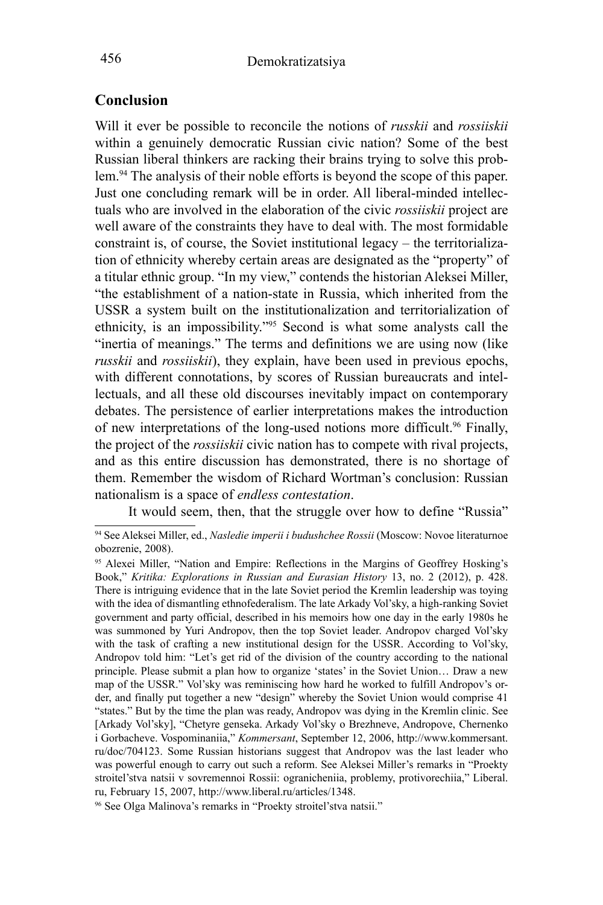## Conclusion

Will it ever be possible to reconcile the notions of *russkii* and *rossiiskii* within a genuinely democratic Russian civic nation? Some of the best Russian liberal thinkers are racking their brains trying to solve this problem.[94] The analysis of their noble efforts is beyond the scope of this paper. Just one concluding remark will be in order. All liberal-minded intellectuals who are involved in the elaboration of the civic *rossiiskii* project are well aware of the constraints they have to deal with. The most formidable constraint is, of course, the Soviet institutional legacy – the territorialization of ethnicity whereby certain areas are designated as the "property" of a titular ethnic group. "In my view," contends the historian Aleksei Miller, "the establishment of a nation-state in Russia, which inherited from the USSR a system built on the institutionalization and territorialization of ethnicity, is an impossibility."[95] Second is what some analysts call the "inertia of meanings." The terms and definitions we are using now (like *russkii* and *rossiiskii*), they explain, have been used in previous epochs, with different connotations, by scores of Russian bureaucrats and intellectuals, and all these old discourses inevitably impact on contemporary debates. The persistence of earlier interpretations makes the introduction of new interpretations of the long-used notions more difficult.[96] Finally, the project of the *rossiiskii* civic nation has to compete with rival projects, and as this entire discussion has demonstrated, there is no shortage of them. Remember the wisdom of Richard Wortman's conclusion: Russian nationalism is a space of *endless contestation*.

It would seem, then, that the struggle over how to define "Russia"

---

[94] See Aleksei Miller, ed., *Nasledie imperii i budushchee Rossii* (Moscow: Novoe literaturnoe obozrenie, 2008).

[95] Alexei Miller, "Nation and Empire: Reflections in the Margins of Geoffrey Hosking's Book," *Kritika: Explorations in Russian and Eurasian History* 13, no. 2 (2012), p. 428. There is intriguing evidence that in the late Soviet period the Kremlin leadership was toying with the idea of dismantling ethnofederalism. The late Arkady Vol'sky, a high-ranking Soviet government and party official, described in his memoirs how one day in the early 1980s he was summoned by Yuri Andropov, then the top Soviet leader. Andropov charged Vol'sky with the task of crafting a new institutional design for the USSR. According to Vol'sky, Andropov told him: "Let's get rid of the division of the country according to the national principle. Please submit a plan how to organize 'states' in the Soviet Union… Draw a new map of the USSR." Vol'sky was reminiscing how hard he worked to fulfill Andropov's order, and finally put together a new "design" whereby the Soviet Union would comprise 41 "states." But by the time the plan was ready, Andropov was dying in the Kremlin clinic. See [Arkady Vol'sky], "Chetyre genseka. Arkady Vol'sky o Brezhneve, Andropove, Chernenko i Gorbacheve. Vospominaniia," *Kommersant*, September 12, 2006, http://www.kommersant.ru/doc/704123. Some Russian historians suggest that Andropov was the last leader who was powerful enough to carry out such a reform. See Aleksei Miller's remarks in "Proekty stroitel'stva natsii v sovremennoi Rossii: ogranicheniia, problemy, protivorechiia," Liberal.ru, February 15, 2007, http://www.liberal.ru/articles/1348.

[96] See Olga Malinova's remarks in "Proekty stroitel'stva natsii."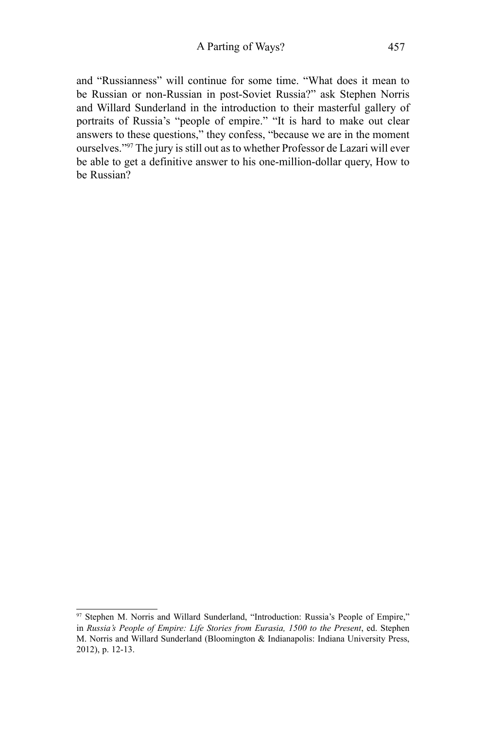and "Russianness" will continue for some time. "What does it mean to be Russian or non-Russian in post-Soviet Russia?" ask Stephen Norris and Willard Sunderland in the introduction to their masterful gallery of portraits of Russia's "people of empire." "It is hard to make out clear answers to these questions," they confess, "because we are in the moment ourselves."[97] The jury is still out as to whether Professor de Lazari will ever be able to get a definitive answer to his one-million-dollar query, How to be Russian?

---

[97] Stephen M. Norris and Willard Sunderland, "Introduction: Russia's People of Empire," in *Russia's People of Empire: Life Stories from Eurasia, 1500 to the Present*, ed. Stephen M. Norris and Willard Sunderland (Bloomington & Indianapolis: Indiana University Press, 2012), p. 12-13.